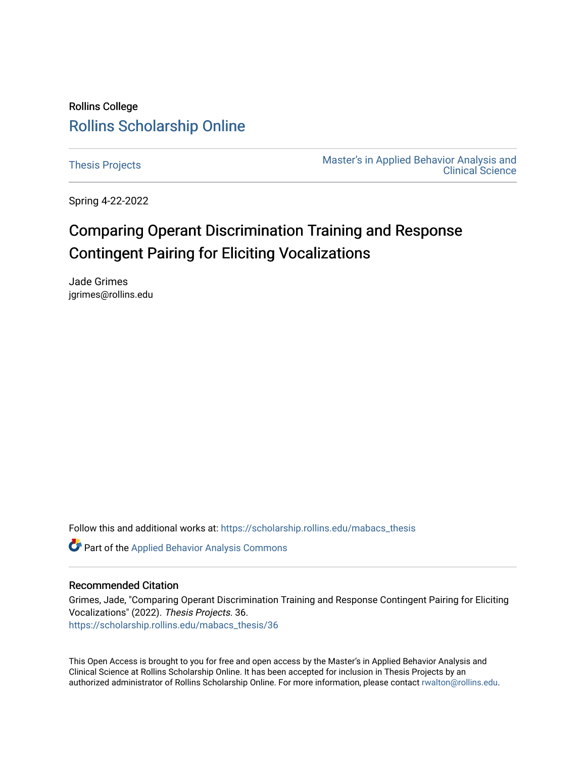Rollins College

## Rollins Scholarship Online

Thesis Projects

Master's in Applied Behavior Analysis and Clinical Science

Spring 4-22-2022

# Comparing Operant Discrimination Training and Response Contingent Pairing for Eliciting Vocalizations

Jade Grimes
jgrimes@rollins.edu

Follow this and additional works at: https://scholarship.rollins.edu/mabacs_thesis

Part of the Applied Behavior Analysis Commons

### Recommended Citation

Grimes, Jade, "Comparing Operant Discrimination Training and Response Contingent Pairing for Eliciting Vocalizations" (2022). *Thesis Projects*. 36.
https://scholarship.rollins.edu/mabacs_thesis/36

This Open Access is brought to you for free and open access by the Master's in Applied Behavior Analysis and Clinical Science at Rollins Scholarship Online. It has been accepted for inclusion in Thesis Projects by an authorized administrator of Rollins Scholarship Online. For more information, please contact rwalton@rollins.edu.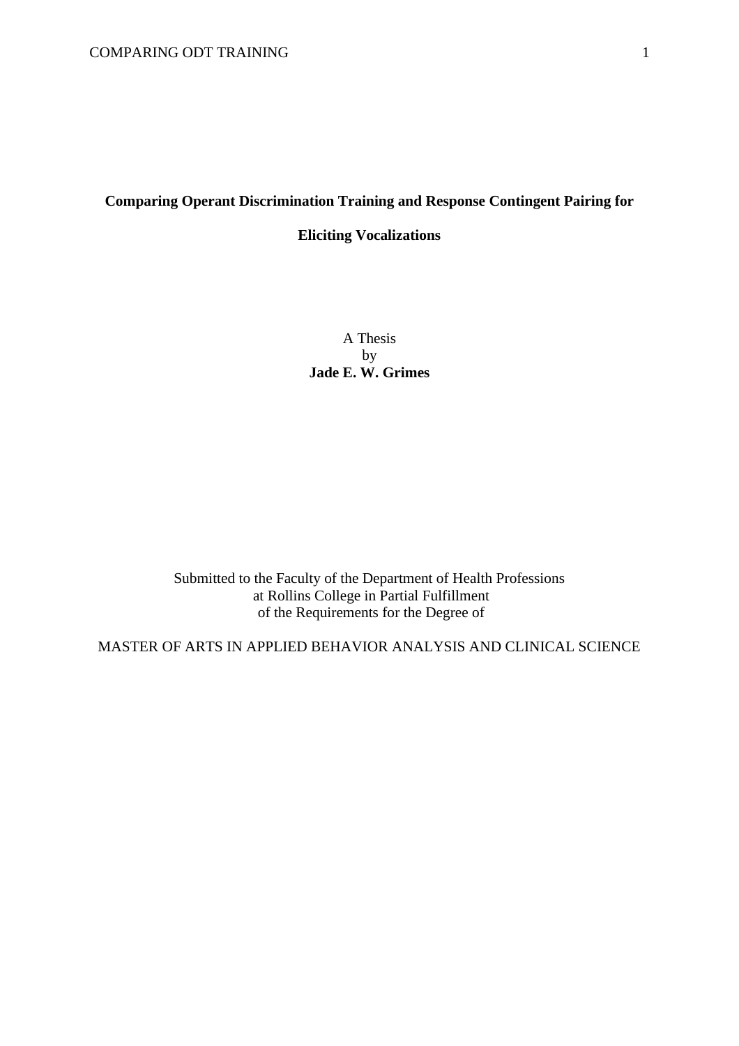**Comparing Operant Discrimination Training and Response Contingent Pairing for Eliciting Vocalizations**

A Thesis
by
**Jade E. W. Grimes**

Submitted to the Faculty of the Department of Health Professions
at Rollins College in Partial Fulfillment
of the Requirements for the Degree of

MASTER OF ARTS IN APPLIED BEHAVIOR ANALYSIS AND CLINICAL SCIENCE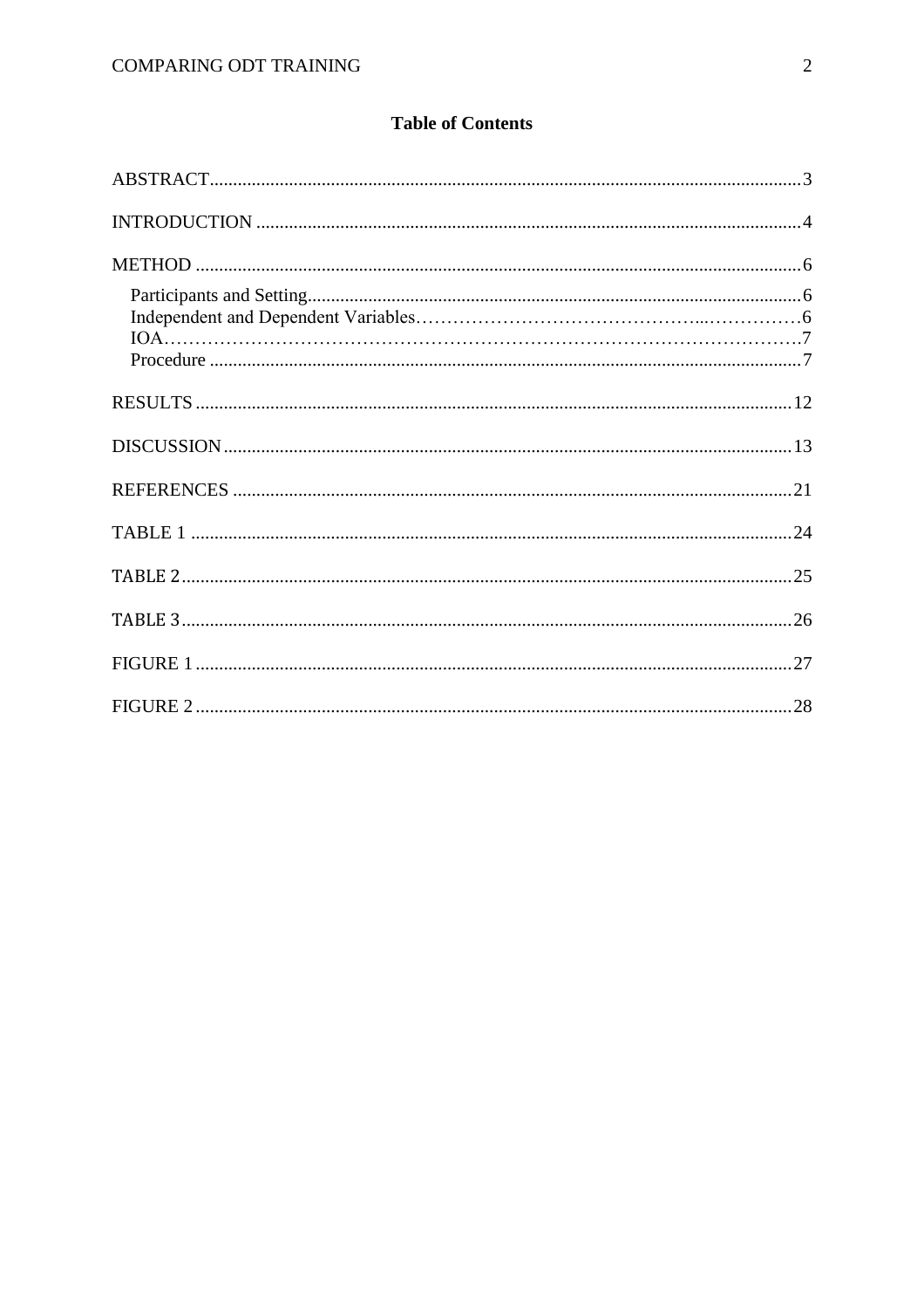**Table of Contents**

ABSTRACT.............................................................................................................................3

INTRODUCTION ...................................................................................................................4

METHOD ................................................................................................................................6

- Participants and Setting.........................................................................................................6
- Independent and Dependent Variables……………………………………...……………6
- IOA………………………………………………………………………………………7
- Procedure .............................................................................................................................7

RESULTS ..............................................................................................................................12

DISCUSSION.........................................................................................................................13

REFERENCES ......................................................................................................................21

TABLE 1 ................................................................................................................................24

TABLE 2.................................................................................................................................25

TABLE 3.................................................................................................................................26

FIGURE 1 ..............................................................................................................................27

FIGURE 2 ..............................................................................................................................28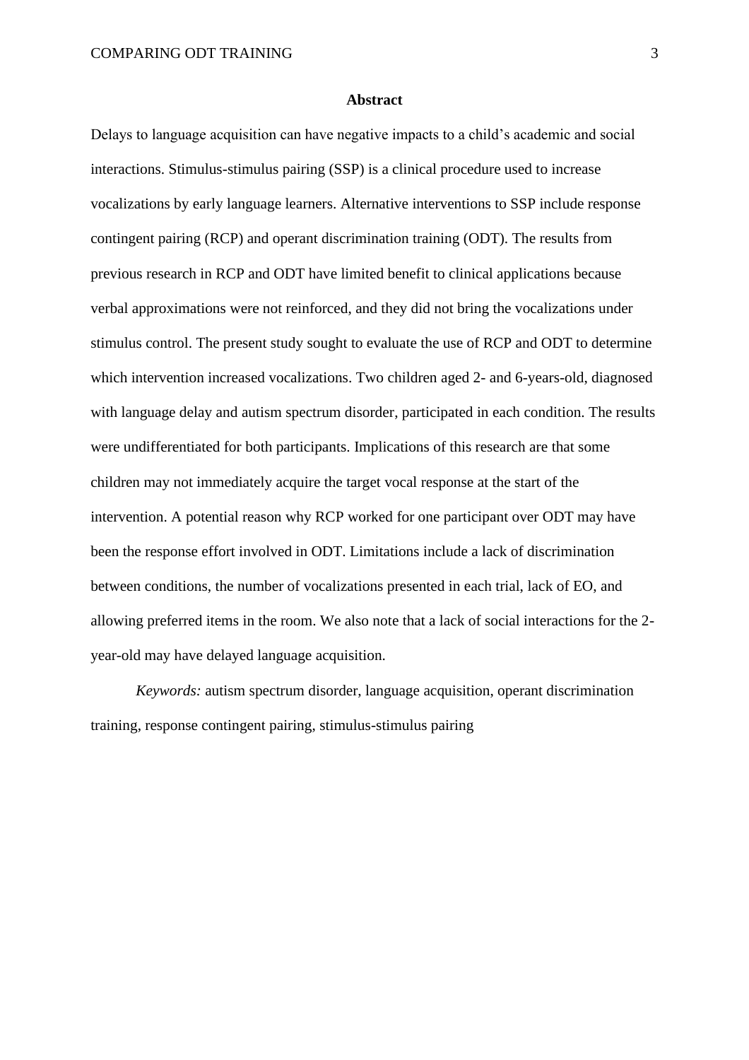## Abstract

Delays to language acquisition can have negative impacts to a child's academic and social interactions. Stimulus-stimulus pairing (SSP) is a clinical procedure used to increase vocalizations by early language learners. Alternative interventions to SSP include response contingent pairing (RCP) and operant discrimination training (ODT). The results from previous research in RCP and ODT have limited benefit to clinical applications because verbal approximations were not reinforced, and they did not bring the vocalizations under stimulus control. The present study sought to evaluate the use of RCP and ODT to determine which intervention increased vocalizations. Two children aged 2- and 6-years-old, diagnosed with language delay and autism spectrum disorder, participated in each condition. The results were undifferentiated for both participants. Implications of this research are that some children may not immediately acquire the target vocal response at the start of the intervention. A potential reason why RCP worked for one participant over ODT may have been the response effort involved in ODT. Limitations include a lack of discrimination between conditions, the number of vocalizations presented in each trial, lack of EO, and allowing preferred items in the room. We also note that a lack of social interactions for the 2-year-old may have delayed language acquisition.

*Keywords:* autism spectrum disorder, language acquisition, operant discrimination training, response contingent pairing, stimulus-stimulus pairing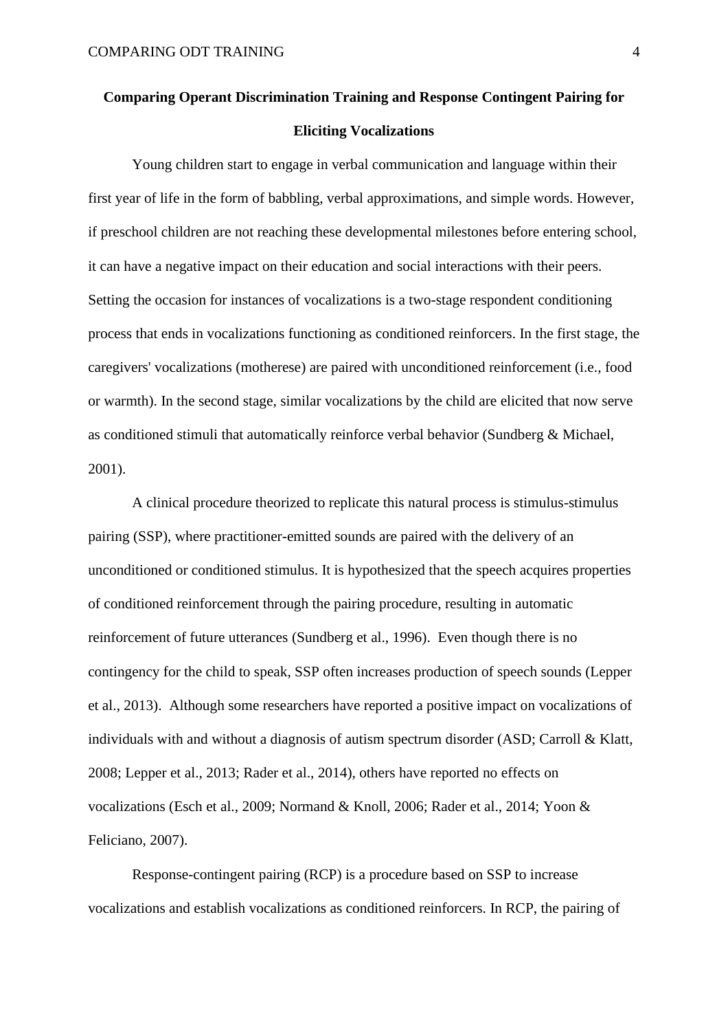**Comparing Operant Discrimination Training and Response Contingent Pairing for Eliciting Vocalizations**

Young children start to engage in verbal communication and language within their first year of life in the form of babbling, verbal approximations, and simple words. However, if preschool children are not reaching these developmental milestones before entering school, it can have a negative impact on their education and social interactions with their peers. Setting the occasion for instances of vocalizations is a two-stage respondent conditioning process that ends in vocalizations functioning as conditioned reinforcers. In the first stage, the caregivers' vocalizations (motherese) are paired with unconditioned reinforcement (i.e., food or warmth). In the second stage, similar vocalizations by the child are elicited that now serve as conditioned stimuli that automatically reinforce verbal behavior (Sundberg & Michael, 2001).

A clinical procedure theorized to replicate this natural process is stimulus-stimulus pairing (SSP), where practitioner-emitted sounds are paired with the delivery of an unconditioned or conditioned stimulus. It is hypothesized that the speech acquires properties of conditioned reinforcement through the pairing procedure, resulting in automatic reinforcement of future utterances (Sundberg et al., 1996). Even though there is no contingency for the child to speak, SSP often increases production of speech sounds (Lepper et al., 2013). Although some researchers have reported a positive impact on vocalizations of individuals with and without a diagnosis of autism spectrum disorder (ASD; Carroll & Klatt, 2008; Lepper et al., 2013; Rader et al., 2014), others have reported no effects on vocalizations (Esch et al., 2009; Normand & Knoll, 2006; Rader et al., 2014; Yoon & Feliciano, 2007).

Response-contingent pairing (RCP) is a procedure based on SSP to increase vocalizations and establish vocalizations as conditioned reinforcers. In RCP, the pairing of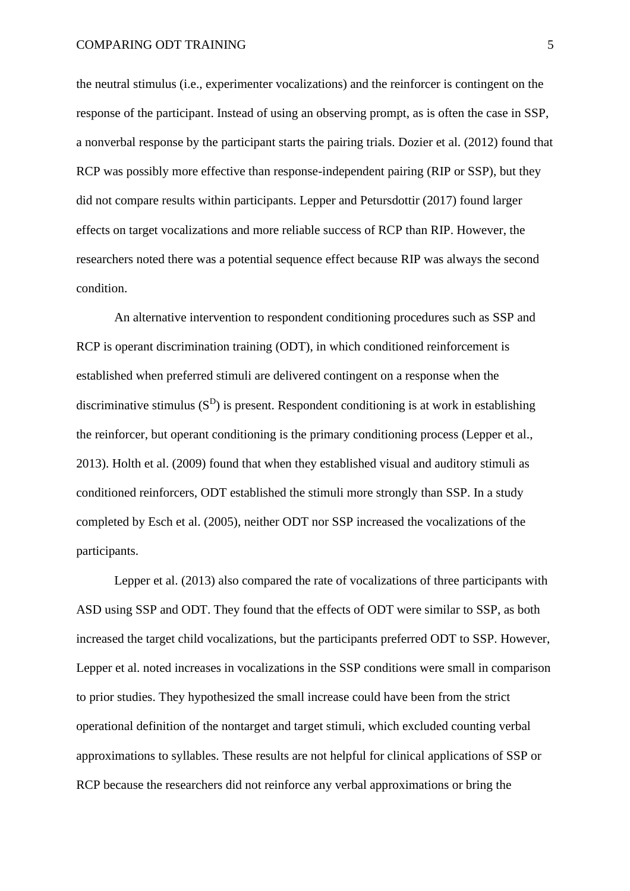the neutral stimulus (i.e., experimenter vocalizations) and the reinforcer is contingent on the response of the participant. Instead of using an observing prompt, as is often the case in SSP, a nonverbal response by the participant starts the pairing trials. Dozier et al. (2012) found that RCP was possibly more effective than response-independent pairing (RIP or SSP), but they did not compare results within participants. Lepper and Petursdottir (2017) found larger effects on target vocalizations and more reliable success of RCP than RIP. However, the researchers noted there was a potential sequence effect because RIP was always the second condition.

An alternative intervention to respondent conditioning procedures such as SSP and RCP is operant discrimination training (ODT), in which conditioned reinforcement is established when preferred stimuli are delivered contingent on a response when the discriminative stimulus ($S^D$) is present. Respondent conditioning is at work in establishing the reinforcer, but operant conditioning is the primary conditioning process (Lepper et al., 2013). Holth et al. (2009) found that when they established visual and auditory stimuli as conditioned reinforcers, ODT established the stimuli more strongly than SSP. In a study completed by Esch et al. (2005), neither ODT nor SSP increased the vocalizations of the participants.

Lepper et al. (2013) also compared the rate of vocalizations of three participants with ASD using SSP and ODT. They found that the effects of ODT were similar to SSP, as both increased the target child vocalizations, but the participants preferred ODT to SSP. However, Lepper et al. noted increases in vocalizations in the SSP conditions were small in comparison to prior studies. They hypothesized the small increase could have been from the strict operational definition of the nontarget and target stimuli, which excluded counting verbal approximations to syllables. These results are not helpful for clinical applications of SSP or RCP because the researchers did not reinforce any verbal approximations or bring the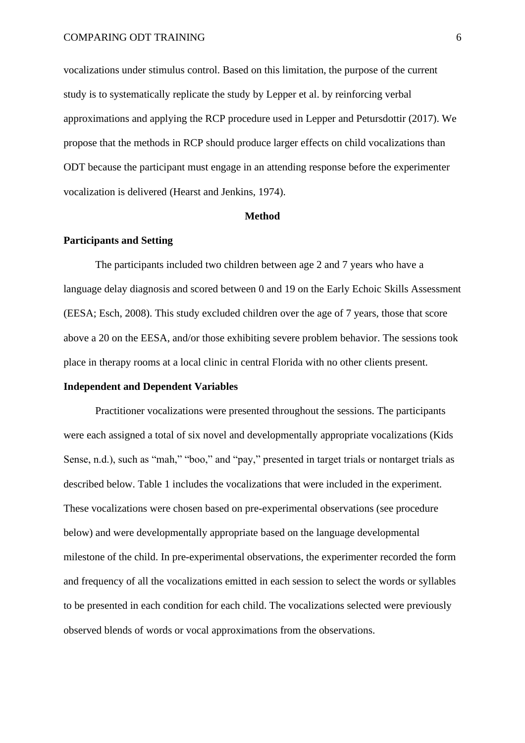vocalizations under stimulus control. Based on this limitation, the purpose of the current study is to systematically replicate the study by Lepper et al. by reinforcing verbal approximations and applying the RCP procedure used in Lepper and Petursdottir (2017). We propose that the methods in RCP should produce larger effects on child vocalizations than ODT because the participant must engage in an attending response before the experimenter vocalization is delivered (Hearst and Jenkins, 1974).

## Method

### Participants and Setting

The participants included two children between age 2 and 7 years who have a language delay diagnosis and scored between 0 and 19 on the Early Echoic Skills Assessment (EESA; Esch, 2008). This study excluded children over the age of 7 years, those that score above a 20 on the EESA, and/or those exhibiting severe problem behavior. The sessions took place in therapy rooms at a local clinic in central Florida with no other clients present.

### Independent and Dependent Variables

Practitioner vocalizations were presented throughout the sessions. The participants were each assigned a total of six novel and developmentally appropriate vocalizations (Kids Sense, n.d.), such as "mah," "boo," and "pay," presented in target trials or nontarget trials as described below. Table 1 includes the vocalizations that were included in the experiment. These vocalizations were chosen based on pre-experimental observations (see procedure below) and were developmentally appropriate based on the language developmental milestone of the child. In pre-experimental observations, the experimenter recorded the form and frequency of all the vocalizations emitted in each session to select the words or syllables to be presented in each condition for each child. The vocalizations selected were previously observed blends of words or vocal approximations from the observations.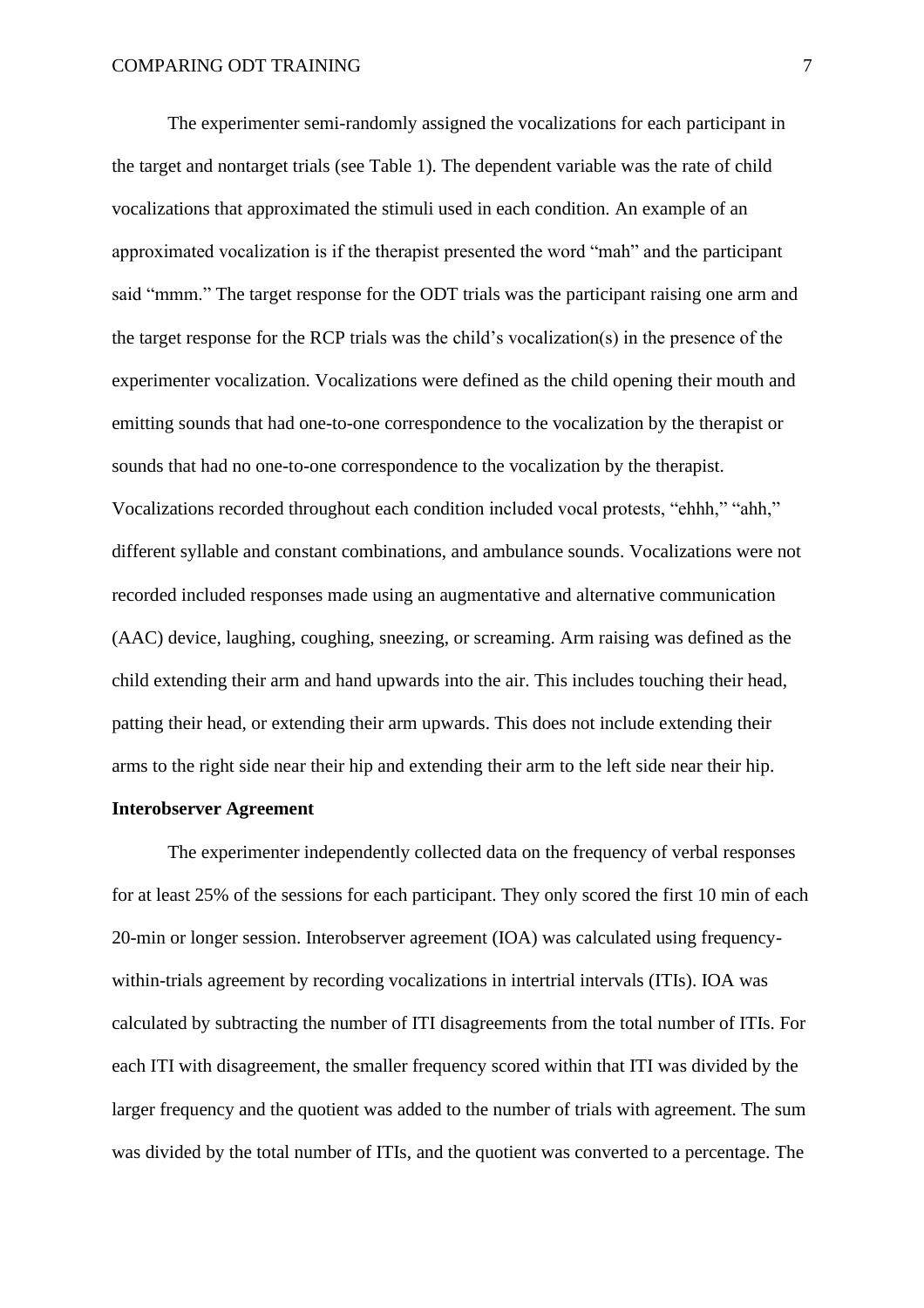The experimenter semi-randomly assigned the vocalizations for each participant in the target and nontarget trials (see Table 1). The dependent variable was the rate of child vocalizations that approximated the stimuli used in each condition. An example of an approximated vocalization is if the therapist presented the word "mah" and the participant said "mmm." The target response for the ODT trials was the participant raising one arm and the target response for the RCP trials was the child's vocalization(s) in the presence of the experimenter vocalization. Vocalizations were defined as the child opening their mouth and emitting sounds that had one-to-one correspondence to the vocalization by the therapist or sounds that had no one-to-one correspondence to the vocalization by the therapist. Vocalizations recorded throughout each condition included vocal protests, "ehhh," "ahh," different syllable and constant combinations, and ambulance sounds. Vocalizations were not recorded included responses made using an augmentative and alternative communication (AAC) device, laughing, coughing, sneezing, or screaming. Arm raising was defined as the child extending their arm and hand upwards into the air. This includes touching their head, patting their head, or extending their arm upwards. This does not include extending their arms to the right side near their hip and extending their arm to the left side near their hip.

**Interobserver Agreement**

The experimenter independently collected data on the frequency of verbal responses for at least 25% of the sessions for each participant. They only scored the first 10 min of each 20-min or longer session. Interobserver agreement (IOA) was calculated using frequency-within-trials agreement by recording vocalizations in intertrial intervals (ITIs). IOA was calculated by subtracting the number of ITI disagreements from the total number of ITIs. For each ITI with disagreement, the smaller frequency scored within that ITI was divided by the larger frequency and the quotient was added to the number of trials with agreement. The sum was divided by the total number of ITIs, and the quotient was converted to a percentage. The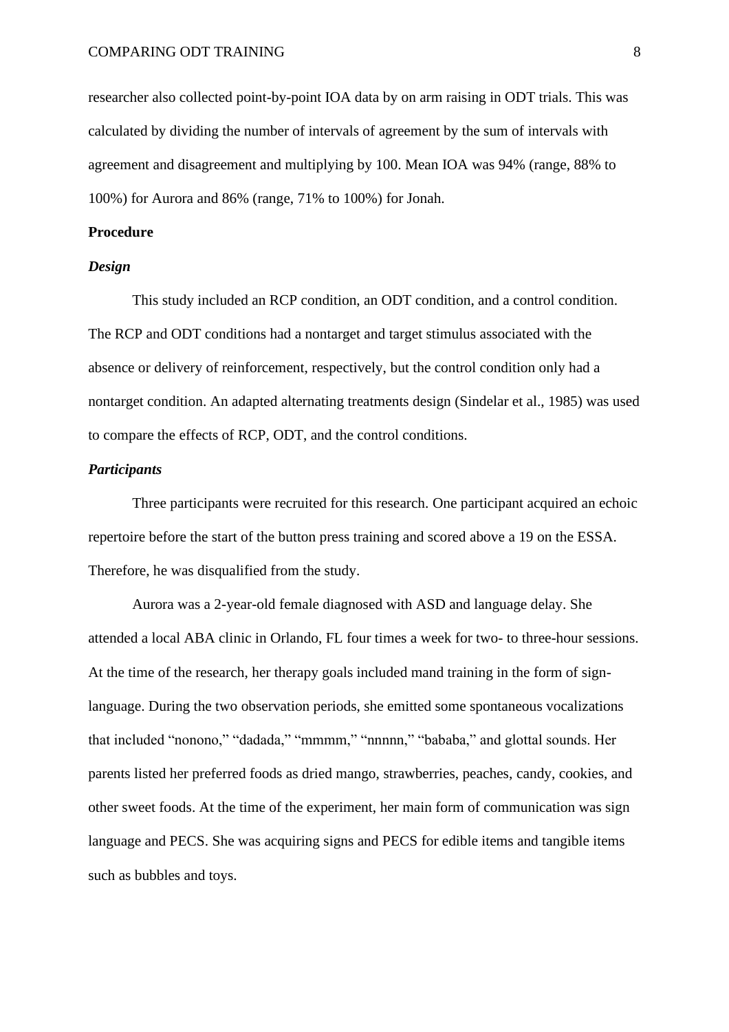researcher also collected point-by-point IOA data by on arm raising in ODT trials. This was calculated by dividing the number of intervals of agreement by the sum of intervals with agreement and disagreement and multiplying by 100. Mean IOA was 94% (range, 88% to 100%) for Aurora and 86% (range, 71% to 100%) for Jonah.

## Procedure

### *Design*

This study included an RCP condition, an ODT condition, and a control condition. The RCP and ODT conditions had a nontarget and target stimulus associated with the absence or delivery of reinforcement, respectively, but the control condition only had a nontarget condition. An adapted alternating treatments design (Sindelar et al., 1985) was used to compare the effects of RCP, ODT, and the control conditions.

### *Participants*

Three participants were recruited for this research. One participant acquired an echoic repertoire before the start of the button press training and scored above a 19 on the ESSA. Therefore, he was disqualified from the study.

Aurora was a 2-year-old female diagnosed with ASD and language delay. She attended a local ABA clinic in Orlando, FL four times a week for two- to three-hour sessions. At the time of the research, her therapy goals included mand training in the form of sign-language. During the two observation periods, she emitted some spontaneous vocalizations that included "nonono," "dadada," "mmmm," "nnnnn," "bababa," and glottal sounds. Her parents listed her preferred foods as dried mango, strawberries, peaches, candy, cookies, and other sweet foods. At the time of the experiment, her main form of communication was sign language and PECS. She was acquiring signs and PECS for edible items and tangible items such as bubbles and toys.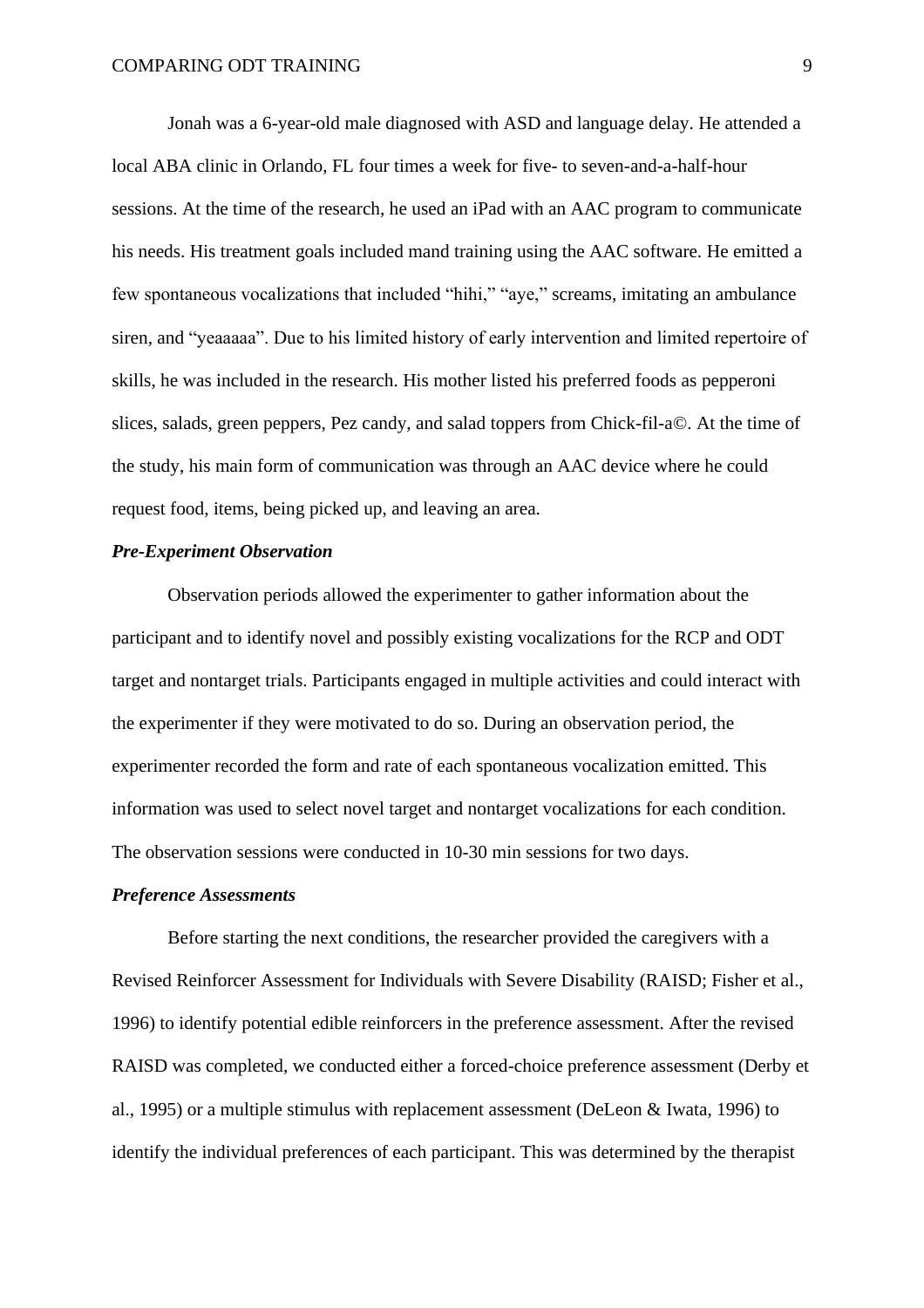Jonah was a 6-year-old male diagnosed with ASD and language delay. He attended a local ABA clinic in Orlando, FL four times a week for five- to seven-and-a-half-hour sessions. At the time of the research, he used an iPad with an AAC program to communicate his needs. His treatment goals included mand training using the AAC software. He emitted a few spontaneous vocalizations that included "hihi," "aye," screams, imitating an ambulance siren, and "yeaaaaa". Due to his limited history of early intervention and limited repertoire of skills, he was included in the research. His mother listed his preferred foods as pepperoni slices, salads, green peppers, Pez candy, and salad toppers from Chick-fil-a©. At the time of the study, his main form of communication was through an AAC device where he could request food, items, being picked up, and leaving an area.

### *Pre-Experiment Observation*

Observation periods allowed the experimenter to gather information about the participant and to identify novel and possibly existing vocalizations for the RCP and ODT target and nontarget trials. Participants engaged in multiple activities and could interact with the experimenter if they were motivated to do so. During an observation period, the experimenter recorded the form and rate of each spontaneous vocalization emitted. This information was used to select novel target and nontarget vocalizations for each condition. The observation sessions were conducted in 10-30 min sessions for two days.

### *Preference Assessments*

Before starting the next conditions, the researcher provided the caregivers with a Revised Reinforcer Assessment for Individuals with Severe Disability (RAISD; Fisher et al., 1996) to identify potential edible reinforcers in the preference assessment. After the revised RAISD was completed, we conducted either a forced-choice preference assessment (Derby et al., 1995) or a multiple stimulus with replacement assessment (DeLeon & Iwata, 1996) to identify the individual preferences of each participant. This was determined by the therapist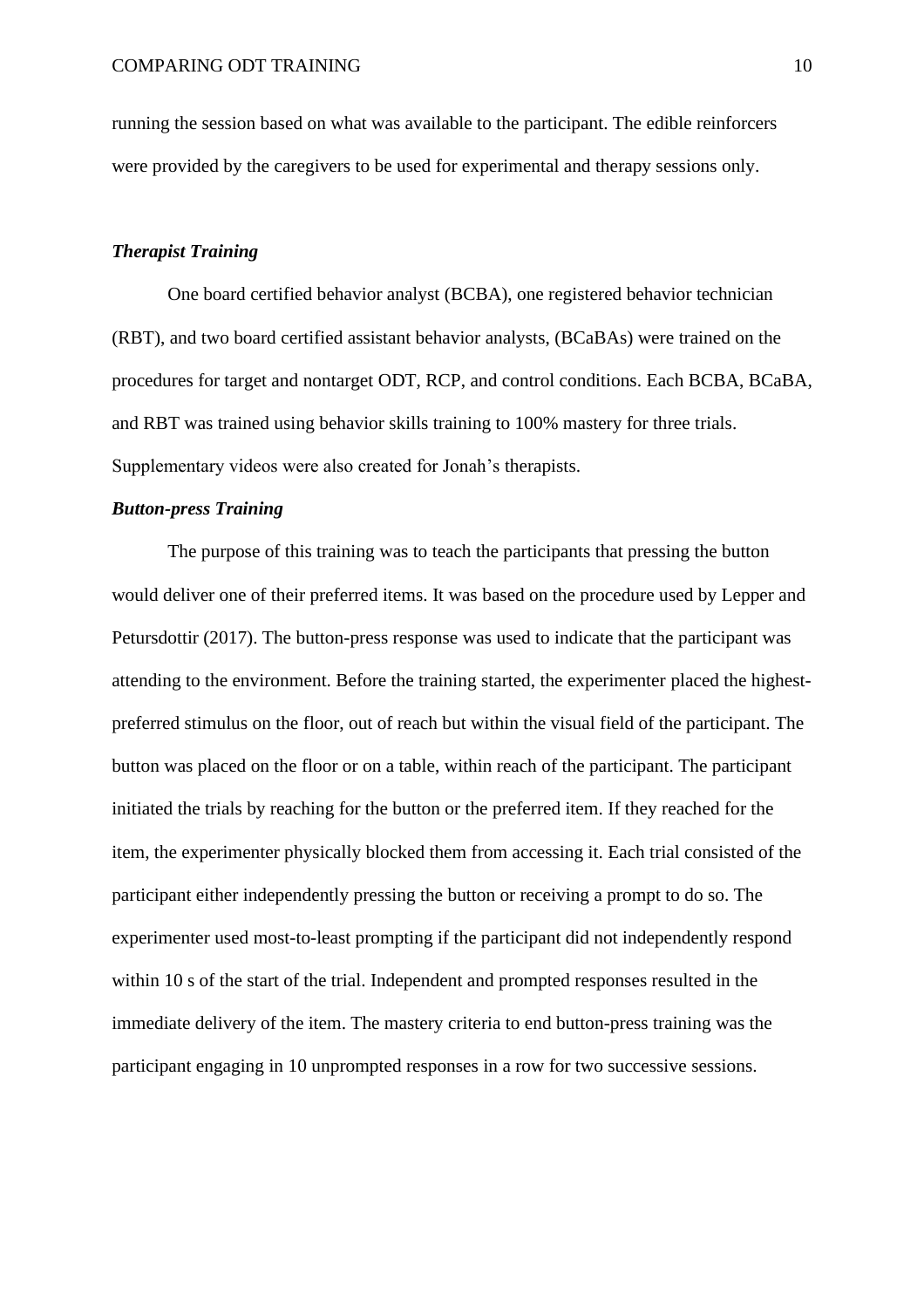running the session based on what was available to the participant. The edible reinforcers were provided by the caregivers to be used for experimental and therapy sessions only.

### *Therapist Training*

One board certified behavior analyst (BCBA), one registered behavior technician (RBT), and two board certified assistant behavior analysts, (BCaBAs) were trained on the procedures for target and nontarget ODT, RCP, and control conditions. Each BCBA, BCaBA, and RBT was trained using behavior skills training to 100% mastery for three trials. Supplementary videos were also created for Jonah's therapists.

### *Button-press Training*

The purpose of this training was to teach the participants that pressing the button would deliver one of their preferred items. It was based on the procedure used by Lepper and Petursdottir (2017). The button-press response was used to indicate that the participant was attending to the environment. Before the training started, the experimenter placed the highest-preferred stimulus on the floor, out of reach but within the visual field of the participant. The button was placed on the floor or on a table, within reach of the participant. The participant initiated the trials by reaching for the button or the preferred item. If they reached for the item, the experimenter physically blocked them from accessing it. Each trial consisted of the participant either independently pressing the button or receiving a prompt to do so. The experimenter used most-to-least prompting if the participant did not independently respond within 10 s of the start of the trial. Independent and prompted responses resulted in the immediate delivery of the item. The mastery criteria to end button-press training was the participant engaging in 10 unprompted responses in a row for two successive sessions.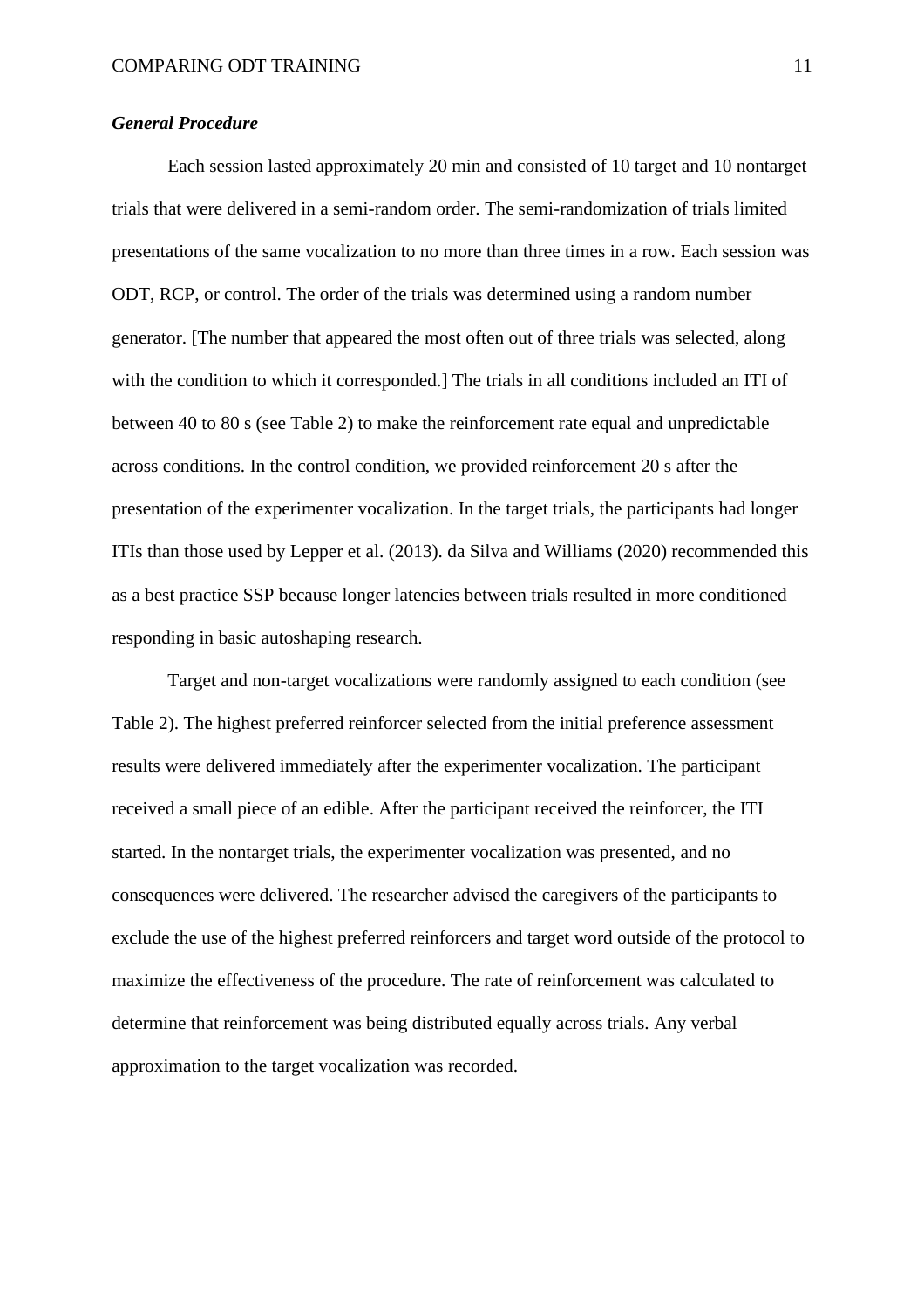### *General Procedure*

Each session lasted approximately 20 min and consisted of 10 target and 10 nontarget trials that were delivered in a semi-random order. The semi-randomization of trials limited presentations of the same vocalization to no more than three times in a row. Each session was ODT, RCP, or control. The order of the trials was determined using a random number generator. [The number that appeared the most often out of three trials was selected, along with the condition to which it corresponded.] The trials in all conditions included an ITI of between 40 to 80 s (see Table 2) to make the reinforcement rate equal and unpredictable across conditions. In the control condition, we provided reinforcement 20 s after the presentation of the experimenter vocalization. In the target trials, the participants had longer ITIs than those used by Lepper et al. (2013). da Silva and Williams (2020) recommended this as a best practice SSP because longer latencies between trials resulted in more conditioned responding in basic autoshaping research.

Target and non-target vocalizations were randomly assigned to each condition (see Table 2). The highest preferred reinforcer selected from the initial preference assessment results were delivered immediately after the experimenter vocalization. The participant received a small piece of an edible. After the participant received the reinforcer, the ITI started. In the nontarget trials, the experimenter vocalization was presented, and no consequences were delivered. The researcher advised the caregivers of the participants to exclude the use of the highest preferred reinforcers and target word outside of the protocol to maximize the effectiveness of the procedure. The rate of reinforcement was calculated to determine that reinforcement was being distributed equally across trials. Any verbal approximation to the target vocalization was recorded.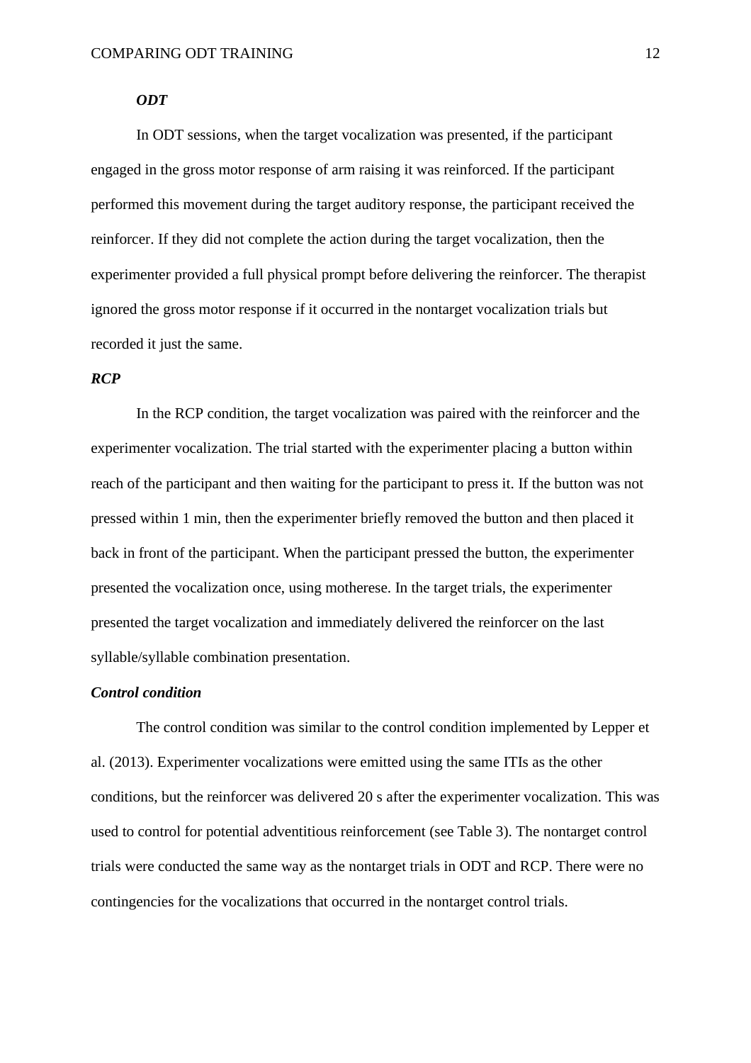***ODT***

In ODT sessions, when the target vocalization was presented, if the participant engaged in the gross motor response of arm raising it was reinforced. If the participant performed this movement during the target auditory response, the participant received the reinforcer. If they did not complete the action during the target vocalization, then the experimenter provided a full physical prompt before delivering the reinforcer. The therapist ignored the gross motor response if it occurred in the nontarget vocalization trials but recorded it just the same.

***RCP***

In the RCP condition, the target vocalization was paired with the reinforcer and the experimenter vocalization. The trial started with the experimenter placing a button within reach of the participant and then waiting for the participant to press it. If the button was not pressed within 1 min, then the experimenter briefly removed the button and then placed it back in front of the participant. When the participant pressed the button, the experimenter presented the vocalization once, using motherese. In the target trials, the experimenter presented the target vocalization and immediately delivered the reinforcer on the last syllable/syllable combination presentation.

***Control condition***

The control condition was similar to the control condition implemented by Lepper et al. (2013). Experimenter vocalizations were emitted using the same ITIs as the other conditions, but the reinforcer was delivered 20 s after the experimenter vocalization. This was used to control for potential adventitious reinforcement (see Table 3). The nontarget control trials were conducted the same way as the nontarget trials in ODT and RCP. There were no contingencies for the vocalizations that occurred in the nontarget control trials.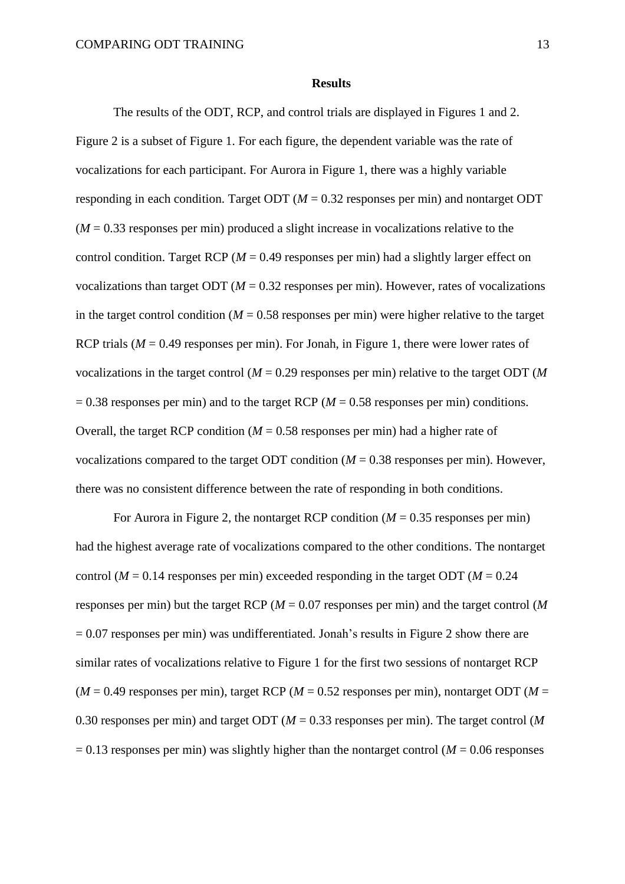## Results

The results of the ODT, RCP, and control trials are displayed in Figures 1 and 2. Figure 2 is a subset of Figure 1. For each figure, the dependent variable was the rate of vocalizations for each participant. For Aurora in Figure 1, there was a highly variable responding in each condition. Target ODT (*M* = 0.32 responses per min) and nontarget ODT (*M* = 0.33 responses per min) produced a slight increase in vocalizations relative to the control condition. Target RCP (*M* = 0.49 responses per min) had a slightly larger effect on vocalizations than target ODT (*M* = 0.32 responses per min). However, rates of vocalizations in the target control condition (*M* = 0.58 responses per min) were higher relative to the target RCP trials (*M* = 0.49 responses per min). For Jonah, in Figure 1, there were lower rates of vocalizations in the target control (*M* = 0.29 responses per min) relative to the target ODT (*M* = 0.38 responses per min) and to the target RCP (*M* = 0.58 responses per min) conditions. Overall, the target RCP condition (*M* = 0.58 responses per min) had a higher rate of vocalizations compared to the target ODT condition (*M* = 0.38 responses per min). However, there was no consistent difference between the rate of responding in both conditions.

For Aurora in Figure 2, the nontarget RCP condition (*M* = 0.35 responses per min) had the highest average rate of vocalizations compared to the other conditions. The nontarget control (*M* = 0.14 responses per min) exceeded responding in the target ODT (*M* = 0.24 responses per min) but the target RCP (*M* = 0.07 responses per min) and the target control (*M* = 0.07 responses per min) was undifferentiated. Jonah's results in Figure 2 show there are similar rates of vocalizations relative to Figure 1 for the first two sessions of nontarget RCP (*M* = 0.49 responses per min), target RCP (*M* = 0.52 responses per min), nontarget ODT (*M* = 0.30 responses per min) and target ODT (*M* = 0.33 responses per min). The target control (*M* = 0.13 responses per min) was slightly higher than the nontarget control (*M* = 0.06 responses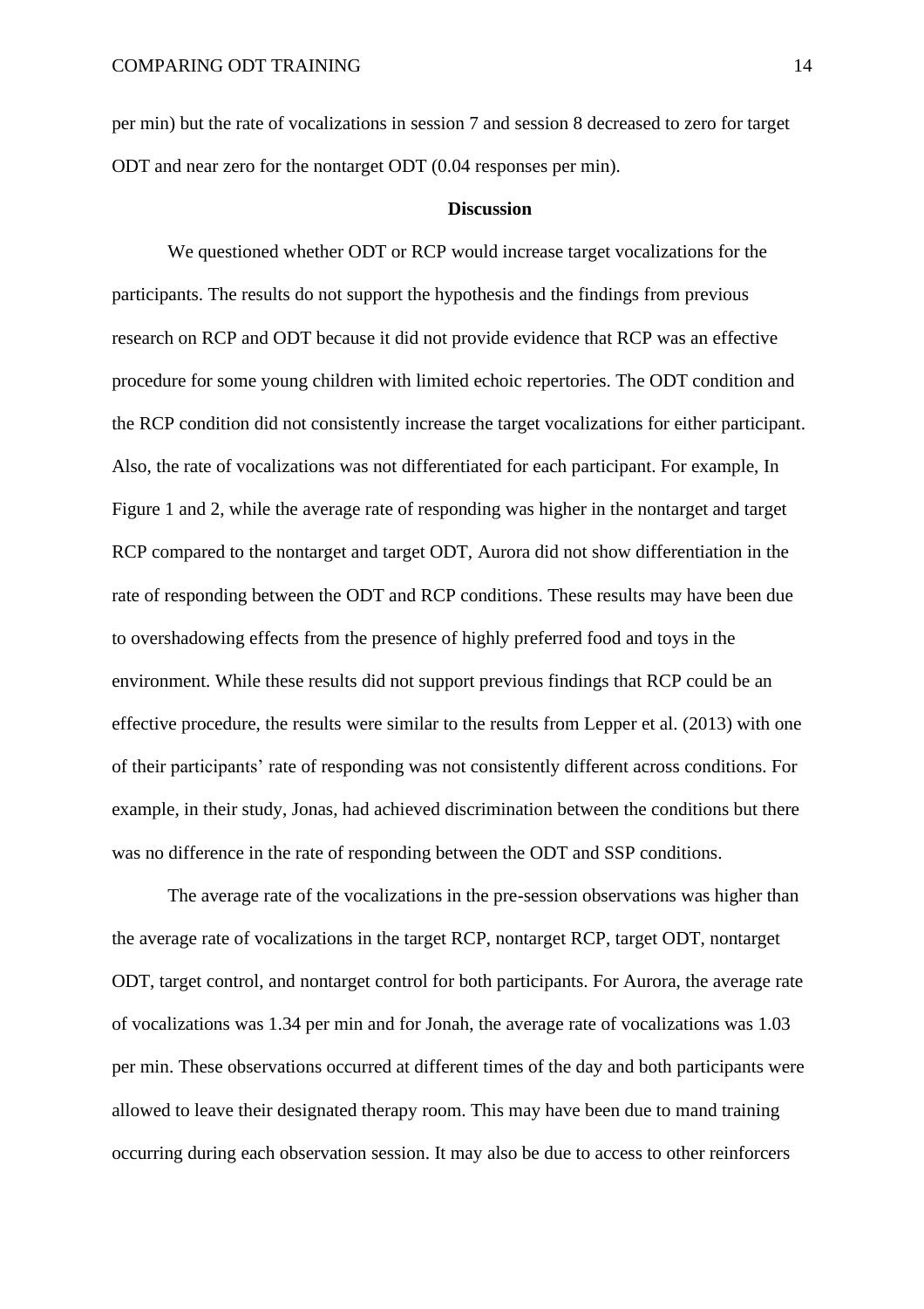per min) but the rate of vocalizations in session 7 and session 8 decreased to zero for target ODT and near zero for the nontarget ODT (0.04 responses per min).

## Discussion

We questioned whether ODT or RCP would increase target vocalizations for the participants. The results do not support the hypothesis and the findings from previous research on RCP and ODT because it did not provide evidence that RCP was an effective procedure for some young children with limited echoic repertories. The ODT condition and the RCP condition did not consistently increase the target vocalizations for either participant. Also, the rate of vocalizations was not differentiated for each participant. For example, In Figure 1 and 2, while the average rate of responding was higher in the nontarget and target RCP compared to the nontarget and target ODT, Aurora did not show differentiation in the rate of responding between the ODT and RCP conditions. These results may have been due to overshadowing effects from the presence of highly preferred food and toys in the environment. While these results did not support previous findings that RCP could be an effective procedure, the results were similar to the results from Lepper et al. (2013) with one of their participants' rate of responding was not consistently different across conditions. For example, in their study, Jonas, had achieved discrimination between the conditions but there was no difference in the rate of responding between the ODT and SSP conditions.

The average rate of the vocalizations in the pre-session observations was higher than the average rate of vocalizations in the target RCP, nontarget RCP, target ODT, nontarget ODT, target control, and nontarget control for both participants. For Aurora, the average rate of vocalizations was 1.34 per min and for Jonah, the average rate of vocalizations was 1.03 per min. These observations occurred at different times of the day and both participants were allowed to leave their designated therapy room. This may have been due to mand training occurring during each observation session. It may also be due to access to other reinforcers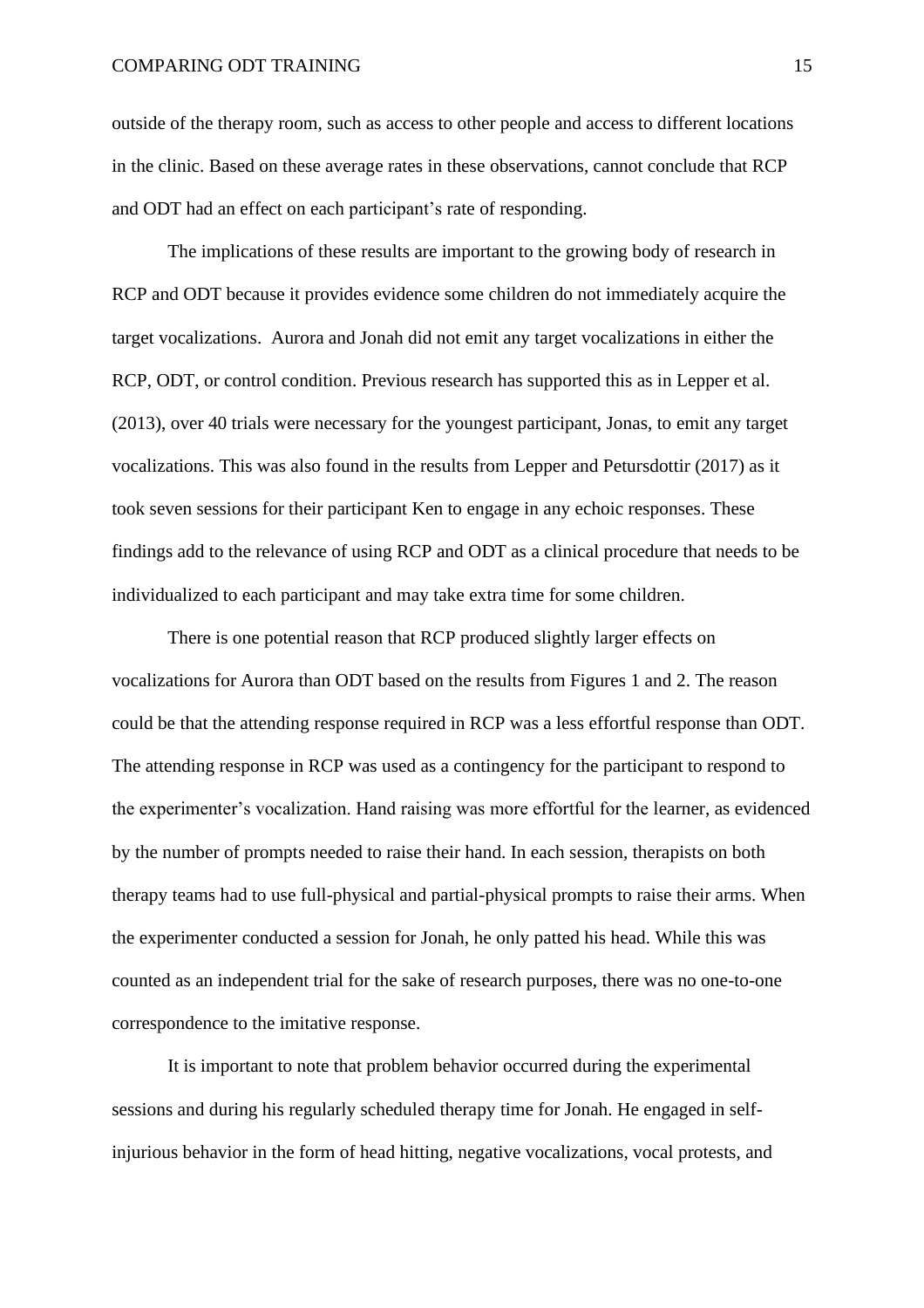outside of the therapy room, such as access to other people and access to different locations in the clinic. Based on these average rates in these observations, cannot conclude that RCP and ODT had an effect on each participant's rate of responding.

The implications of these results are important to the growing body of research in RCP and ODT because it provides evidence some children do not immediately acquire the target vocalizations.  Aurora and Jonah did not emit any target vocalizations in either the RCP, ODT, or control condition. Previous research has supported this as in Lepper et al. (2013), over 40 trials were necessary for the youngest participant, Jonas, to emit any target vocalizations. This was also found in the results from Lepper and Petursdottir (2017) as it took seven sessions for their participant Ken to engage in any echoic responses. These findings add to the relevance of using RCP and ODT as a clinical procedure that needs to be individualized to each participant and may take extra time for some children.

There is one potential reason that RCP produced slightly larger effects on vocalizations for Aurora than ODT based on the results from Figures 1 and 2. The reason could be that the attending response required in RCP was a less effortful response than ODT. The attending response in RCP was used as a contingency for the participant to respond to the experimenter's vocalization. Hand raising was more effortful for the learner, as evidenced by the number of prompts needed to raise their hand. In each session, therapists on both therapy teams had to use full-physical and partial-physical prompts to raise their arms. When the experimenter conducted a session for Jonah, he only patted his head. While this was counted as an independent trial for the sake of research purposes, there was no one-to-one correspondence to the imitative response.

It is important to note that problem behavior occurred during the experimental sessions and during his regularly scheduled therapy time for Jonah. He engaged in self-injurious behavior in the form of head hitting, negative vocalizations, vocal protests, and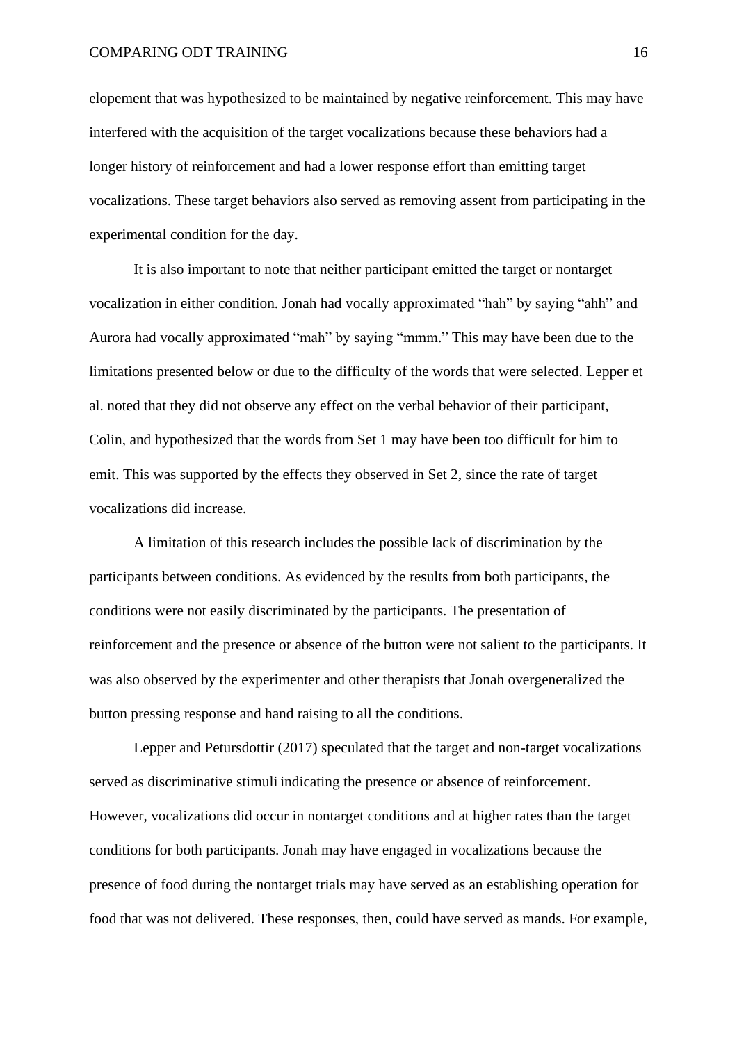elopement that was hypothesized to be maintained by negative reinforcement. This may have interfered with the acquisition of the target vocalizations because these behaviors had a longer history of reinforcement and had a lower response effort than emitting target vocalizations. These target behaviors also served as removing assent from participating in the experimental condition for the day.

It is also important to note that neither participant emitted the target or nontarget vocalization in either condition. Jonah had vocally approximated "hah" by saying "ahh" and Aurora had vocally approximated "mah" by saying "mmm." This may have been due to the limitations presented below or due to the difficulty of the words that were selected. Lepper et al. noted that they did not observe any effect on the verbal behavior of their participant, Colin, and hypothesized that the words from Set 1 may have been too difficult for him to emit. This was supported by the effects they observed in Set 2, since the rate of target vocalizations did increase.

A limitation of this research includes the possible lack of discrimination by the participants between conditions. As evidenced by the results from both participants, the conditions were not easily discriminated by the participants. The presentation of reinforcement and the presence or absence of the button were not salient to the participants. It was also observed by the experimenter and other therapists that Jonah overgeneralized the button pressing response and hand raising to all the conditions.

Lepper and Petursdottir (2017) speculated that the target and non-target vocalizations served as discriminative stimuli indicating the presence or absence of reinforcement. However, vocalizations did occur in nontarget conditions and at higher rates than the target conditions for both participants. Jonah may have engaged in vocalizations because the presence of food during the nontarget trials may have served as an establishing operation for food that was not delivered. These responses, then, could have served as mands. For example,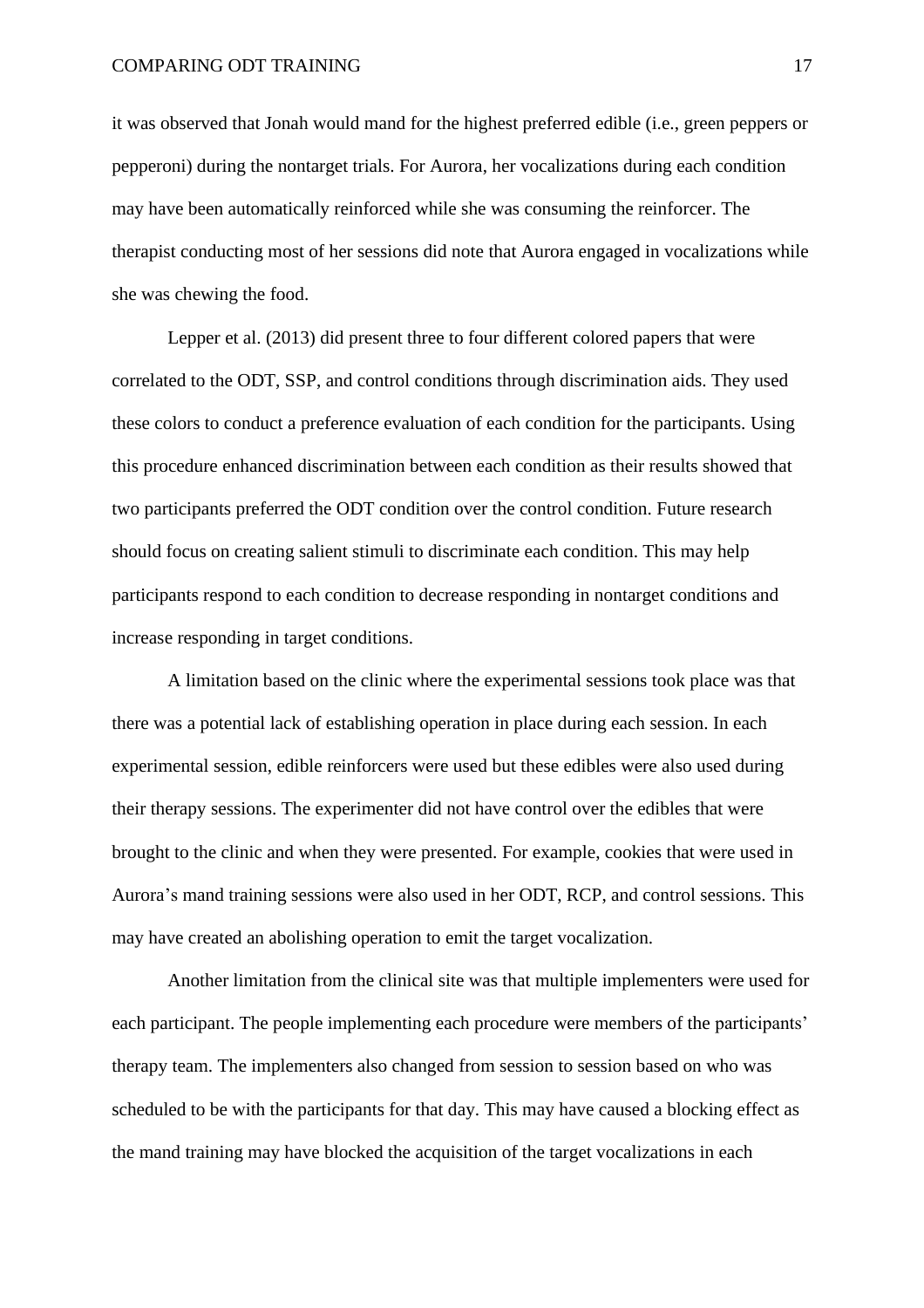it was observed that Jonah would mand for the highest preferred edible (i.e., green peppers or pepperoni) during the nontarget trials. For Aurora, her vocalizations during each condition may have been automatically reinforced while she was consuming the reinforcer. The therapist conducting most of her sessions did note that Aurora engaged in vocalizations while she was chewing the food.

Lepper et al. (2013) did present three to four different colored papers that were correlated to the ODT, SSP, and control conditions through discrimination aids. They used these colors to conduct a preference evaluation of each condition for the participants. Using this procedure enhanced discrimination between each condition as their results showed that two participants preferred the ODT condition over the control condition. Future research should focus on creating salient stimuli to discriminate each condition. This may help participants respond to each condition to decrease responding in nontarget conditions and increase responding in target conditions.

A limitation based on the clinic where the experimental sessions took place was that there was a potential lack of establishing operation in place during each session. In each experimental session, edible reinforcers were used but these edibles were also used during their therapy sessions. The experimenter did not have control over the edibles that were brought to the clinic and when they were presented. For example, cookies that were used in Aurora's mand training sessions were also used in her ODT, RCP, and control sessions. This may have created an abolishing operation to emit the target vocalization.

Another limitation from the clinical site was that multiple implementers were used for each participant. The people implementing each procedure were members of the participants' therapy team. The implementers also changed from session to session based on who was scheduled to be with the participants for that day. This may have caused a blocking effect as the mand training may have blocked the acquisition of the target vocalizations in each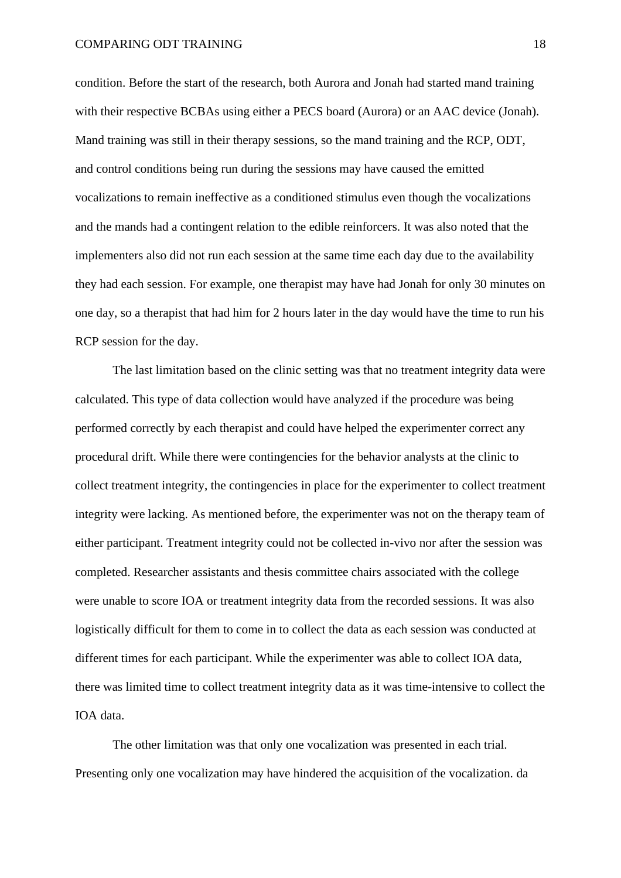condition. Before the start of the research, both Aurora and Jonah had started mand training with their respective BCBAs using either a PECS board (Aurora) or an AAC device (Jonah). Mand training was still in their therapy sessions, so the mand training and the RCP, ODT, and control conditions being run during the sessions may have caused the emitted vocalizations to remain ineffective as a conditioned stimulus even though the vocalizations and the mands had a contingent relation to the edible reinforcers. It was also noted that the implementers also did not run each session at the same time each day due to the availability they had each session. For example, one therapist may have had Jonah for only 30 minutes on one day, so a therapist that had him for 2 hours later in the day would have the time to run his RCP session for the day.

The last limitation based on the clinic setting was that no treatment integrity data were calculated. This type of data collection would have analyzed if the procedure was being performed correctly by each therapist and could have helped the experimenter correct any procedural drift. While there were contingencies for the behavior analysts at the clinic to collect treatment integrity, the contingencies in place for the experimenter to collect treatment integrity were lacking. As mentioned before, the experimenter was not on the therapy team of either participant. Treatment integrity could not be collected in-vivo nor after the session was completed. Researcher assistants and thesis committee chairs associated with the college were unable to score IOA or treatment integrity data from the recorded sessions. It was also logistically difficult for them to come in to collect the data as each session was conducted at different times for each participant. While the experimenter was able to collect IOA data, there was limited time to collect treatment integrity data as it was time-intensive to collect the IOA data.

The other limitation was that only one vocalization was presented in each trial. Presenting only one vocalization may have hindered the acquisition of the vocalization. da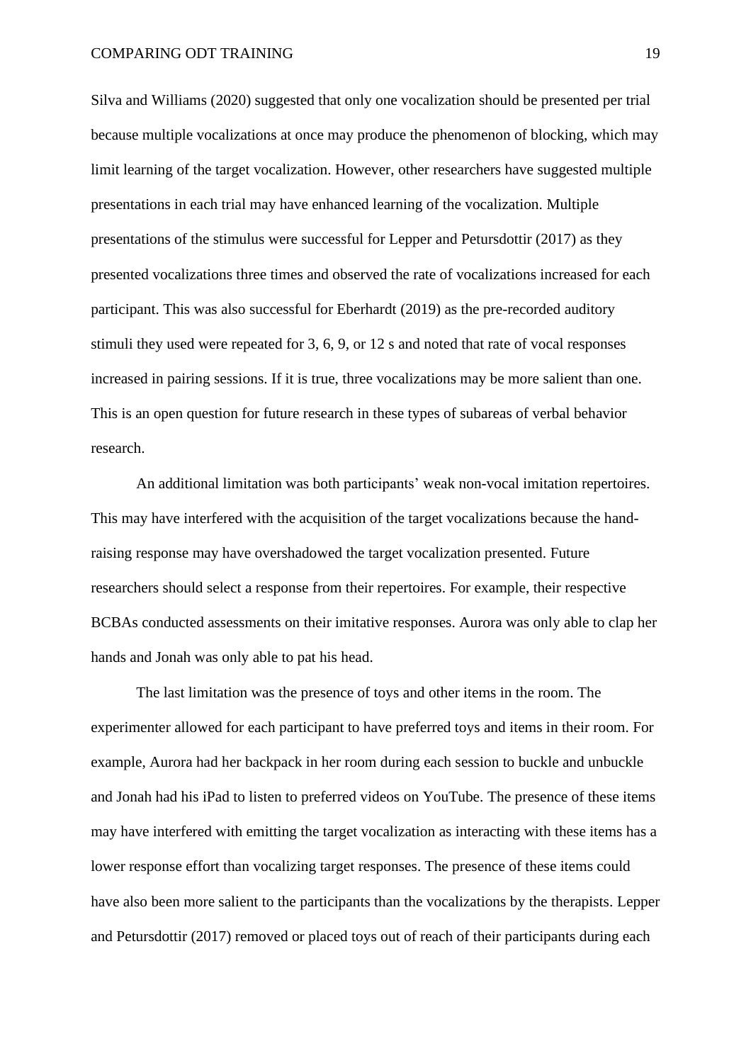Silva and Williams (2020) suggested that only one vocalization should be presented per trial because multiple vocalizations at once may produce the phenomenon of blocking, which may limit learning of the target vocalization. However, other researchers have suggested multiple presentations in each trial may have enhanced learning of the vocalization. Multiple presentations of the stimulus were successful for Lepper and Petursdottir (2017) as they presented vocalizations three times and observed the rate of vocalizations increased for each participant. This was also successful for Eberhardt (2019) as the pre-recorded auditory stimuli they used were repeated for 3, 6, 9, or 12 s and noted that rate of vocal responses increased in pairing sessions. If it is true, three vocalizations may be more salient than one. This is an open question for future research in these types of subareas of verbal behavior research.

An additional limitation was both participants' weak non-vocal imitation repertoires. This may have interfered with the acquisition of the target vocalizations because the hand-raising response may have overshadowed the target vocalization presented. Future researchers should select a response from their repertoires. For example, their respective BCBAs conducted assessments on their imitative responses. Aurora was only able to clap her hands and Jonah was only able to pat his head.

The last limitation was the presence of toys and other items in the room. The experimenter allowed for each participant to have preferred toys and items in their room. For example, Aurora had her backpack in her room during each session to buckle and unbuckle and Jonah had his iPad to listen to preferred videos on YouTube. The presence of these items may have interfered with emitting the target vocalization as interacting with these items has a lower response effort than vocalizing target responses. The presence of these items could have also been more salient to the participants than the vocalizations by the therapists. Lepper and Petursdottir (2017) removed or placed toys out of reach of their participants during each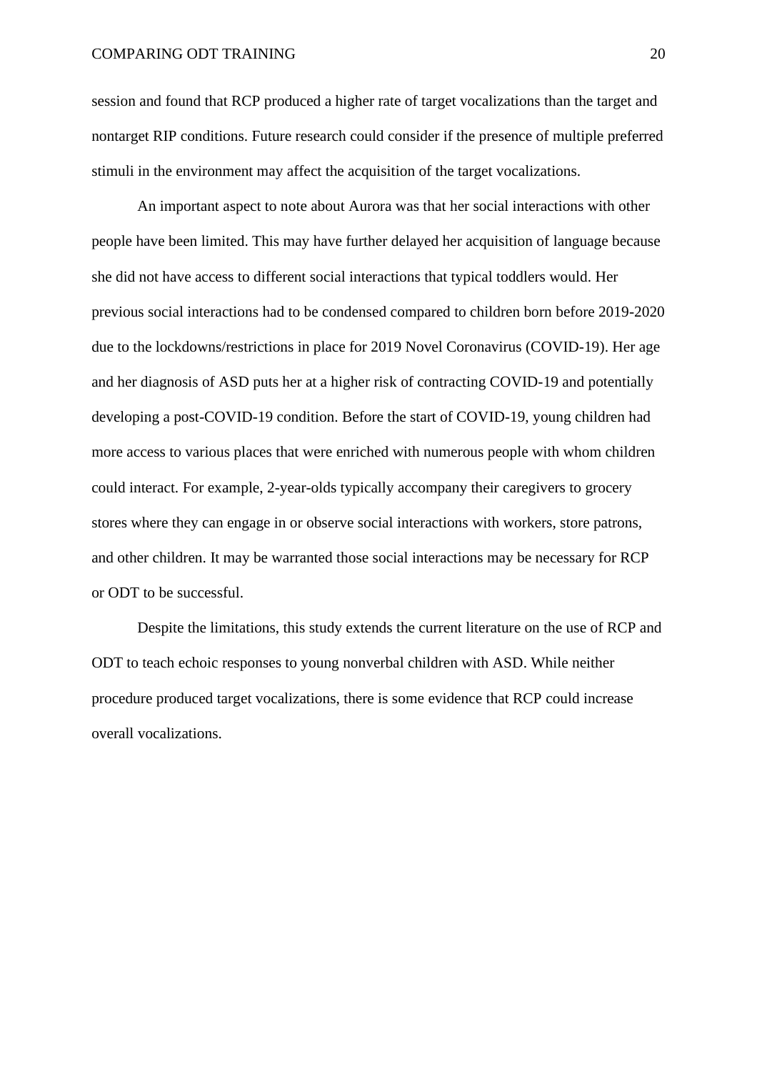session and found that RCP produced a higher rate of target vocalizations than the target and nontarget RIP conditions. Future research could consider if the presence of multiple preferred stimuli in the environment may affect the acquisition of the target vocalizations.

An important aspect to note about Aurora was that her social interactions with other people have been limited. This may have further delayed her acquisition of language because she did not have access to different social interactions that typical toddlers would. Her previous social interactions had to be condensed compared to children born before 2019-2020 due to the lockdowns/restrictions in place for 2019 Novel Coronavirus (COVID-19). Her age and her diagnosis of ASD puts her at a higher risk of contracting COVID-19 and potentially developing a post-COVID-19 condition. Before the start of COVID-19, young children had more access to various places that were enriched with numerous people with whom children could interact. For example, 2-year-olds typically accompany their caregivers to grocery stores where they can engage in or observe social interactions with workers, store patrons, and other children. It may be warranted those social interactions may be necessary for RCP or ODT to be successful.

Despite the limitations, this study extends the current literature on the use of RCP and ODT to teach echoic responses to young nonverbal children with ASD. While neither procedure produced target vocalizations, there is some evidence that RCP could increase overall vocalizations.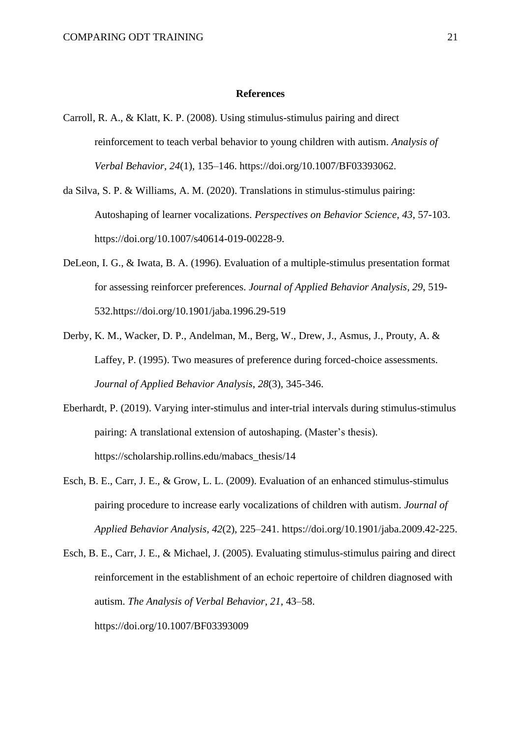**References**

Carroll, R. A., & Klatt, K. P. (2008). Using stimulus-stimulus pairing and direct reinforcement to teach verbal behavior to young children with autism. *Analysis of Verbal Behavior*, *24*(1), 135–146. https://doi.org/10.1007/BF03393062.

da Silva, S. P. & Williams, A. M. (2020). Translations in stimulus-stimulus pairing: Autoshaping of learner vocalizations. *Perspectives on Behavior Science*, *43*, 57-103. https://doi.org/10.1007/s40614-019-00228-9.

DeLeon, I. G., & Iwata, B. A. (1996). Evaluation of a multiple-stimulus presentation format for assessing reinforcer preferences. *Journal of Applied Behavior Analysis*, *29*, 519-532.https://doi.org/10.1901/jaba.1996.29-519

Derby, K. M., Wacker, D. P., Andelman, M., Berg, W., Drew, J., Asmus, J., Prouty, A. & Laffey, P. (1995). Two measures of preference during forced-choice assessments. *Journal of Applied Behavior Analysis*, *28*(3), 345-346.

Eberhardt, P. (2019). Varying inter-stimulus and inter-trial intervals during stimulus-stimulus pairing: A translational extension of autoshaping. (Master's thesis). https://scholarship.rollins.edu/mabacs_thesis/14

Esch, B. E., Carr, J. E., & Grow, L. L. (2009). Evaluation of an enhanced stimulus-stimulus pairing procedure to increase early vocalizations of children with autism. *Journal of Applied Behavior Analysis*, *42*(2), 225–241. https://doi.org/10.1901/jaba.2009.42-225.

Esch, B. E., Carr, J. E., & Michael, J. (2005). Evaluating stimulus-stimulus pairing and direct reinforcement in the establishment of an echoic repertoire of children diagnosed with autism. *The Analysis of Verbal Behavior*, *21*, 43–58. https://doi.org/10.1007/BF03393009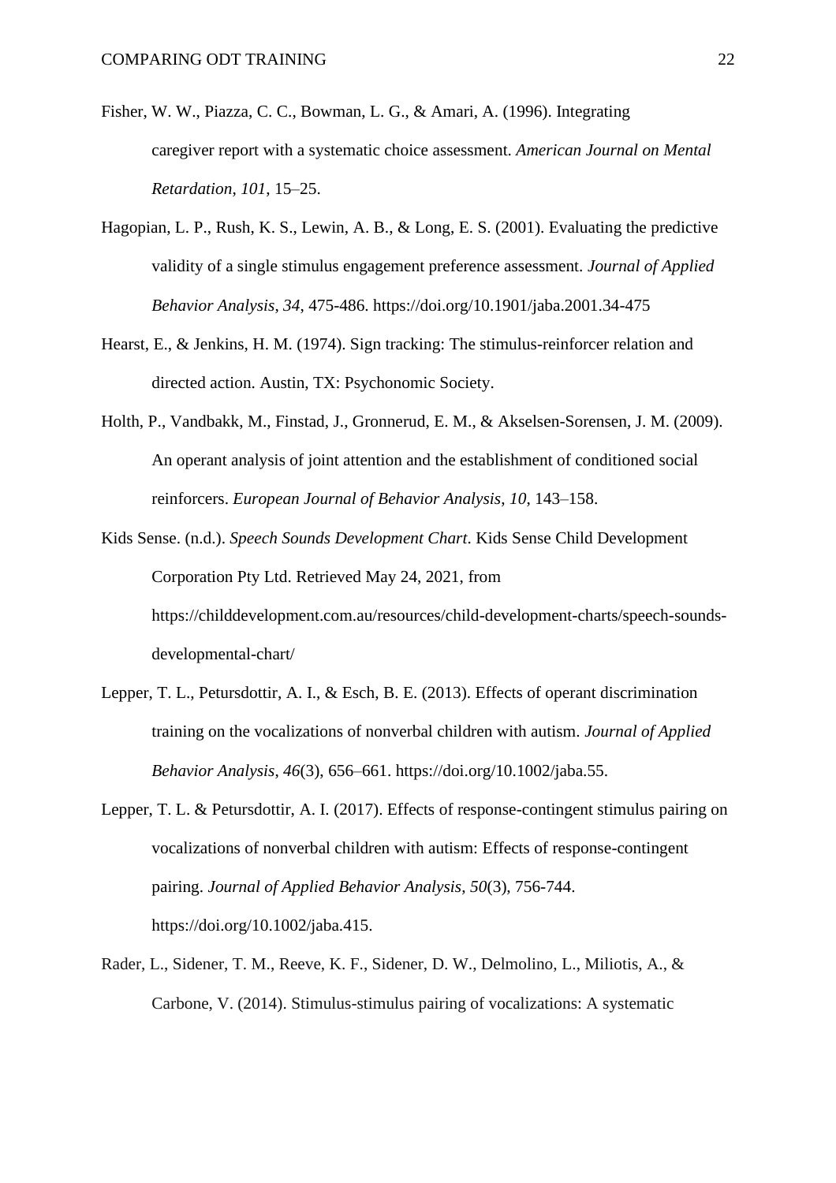Fisher, W. W., Piazza, C. C., Bowman, L. G., & Amari, A. (1996). Integrating caregiver report with a systematic choice assessment. *American Journal on Mental Retardation*, *101*, 15–25.

Hagopian, L. P., Rush, K. S., Lewin, A. B., & Long, E. S. (2001). Evaluating the predictive validity of a single stimulus engagement preference assessment. *Journal of Applied Behavior Analysis*, *34*, 475-486. https://doi.org/10.1901/jaba.2001.34-475

Hearst, E., & Jenkins, H. M. (1974). Sign tracking: The stimulus-reinforcer relation and directed action. Austin, TX: Psychonomic Society.

Holth, P., Vandbakk, M., Finstad, J., Gronnerud, E. M., & Akselsen-Sorensen, J. M. (2009). An operant analysis of joint attention and the establishment of conditioned social reinforcers. *European Journal of Behavior Analysis*, *10*, 143–158.

Kids Sense. (n.d.). *Speech Sounds Development Chart*. Kids Sense Child Development Corporation Pty Ltd. Retrieved May 24, 2021, from https://childdevelopment.com.au/resources/child-development-charts/speech-sounds-developmental-chart/

Lepper, T. L., Petursdottir, A. I., & Esch, B. E. (2013). Effects of operant discrimination training on the vocalizations of nonverbal children with autism. *Journal of Applied Behavior Analysis*, *46*(3), 656–661. https://doi.org/10.1002/jaba.55.

Lepper, T. L. & Petursdottir, A. I. (2017). Effects of response-contingent stimulus pairing on vocalizations of nonverbal children with autism: Effects of response-contingent pairing. *Journal of Applied Behavior Analysis*, *50*(3), 756-744. https://doi.org/10.1002/jaba.415.

Rader, L., Sidener, T. M., Reeve, K. F., Sidener, D. W., Delmolino, L., Miliotis, A., & Carbone, V. (2014). Stimulus-stimulus pairing of vocalizations: A systematic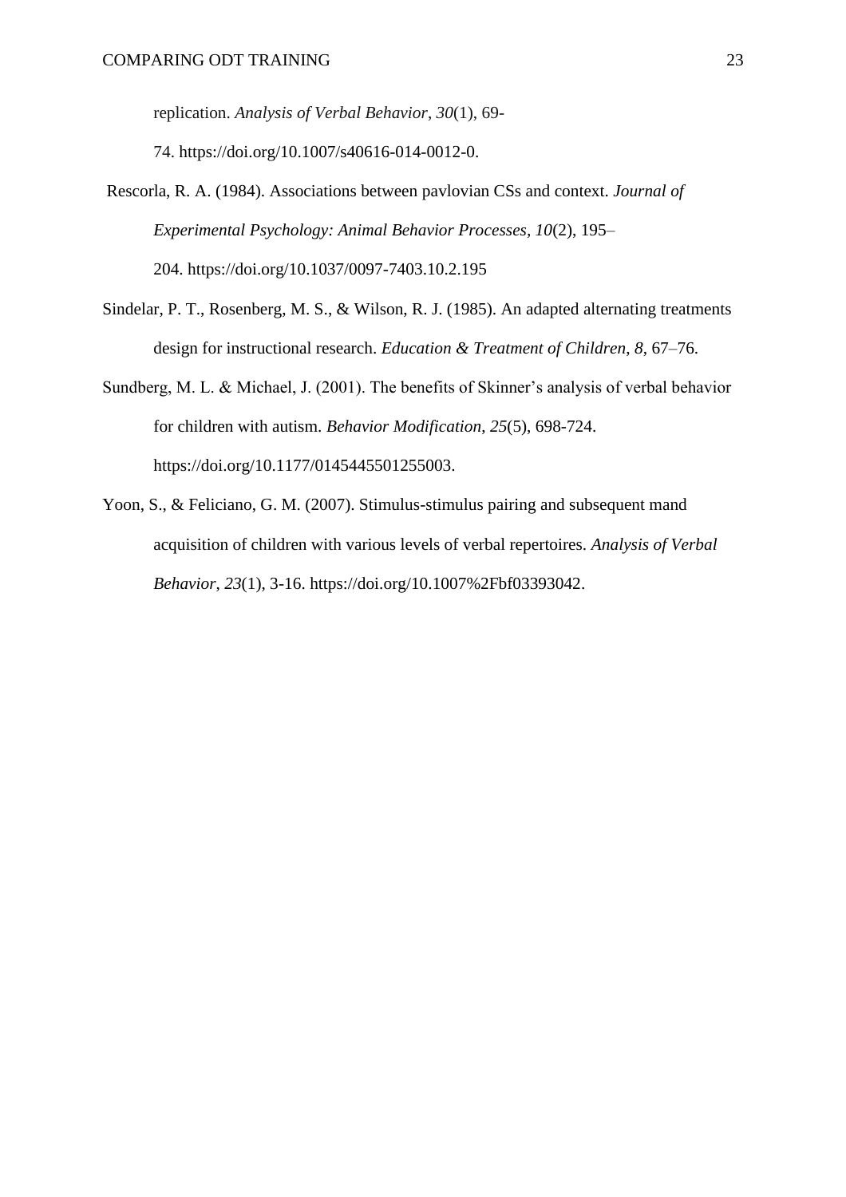replication. *Analysis of Verbal Behavior*, *30*(1), 69-74. https://doi.org/10.1007/s40616-014-0012-0.

Rescorla, R. A. (1984). Associations between pavlovian CSs and context. *Journal of Experimental Psychology: Animal Behavior Processes, 10*(2), 195–204. https://doi.org/10.1037/0097-7403.10.2.195

Sindelar, P. T., Rosenberg, M. S., & Wilson, R. J. (1985). An adapted alternating treatments design for instructional research. *Education & Treatment of Children*, *8*, 67–76.

Sundberg, M. L. & Michael, J. (2001). The benefits of Skinner's analysis of verbal behavior for children with autism. *Behavior Modification*, *25*(5), 698-724. https://doi.org/10.1177/0145445501255003.

Yoon, S., & Feliciano, G. M. (2007). Stimulus-stimulus pairing and subsequent mand acquisition of children with various levels of verbal repertoires. *Analysis of Verbal Behavior*, *23*(1), 3-16. https://doi.org/10.1007%2Fbf03393042.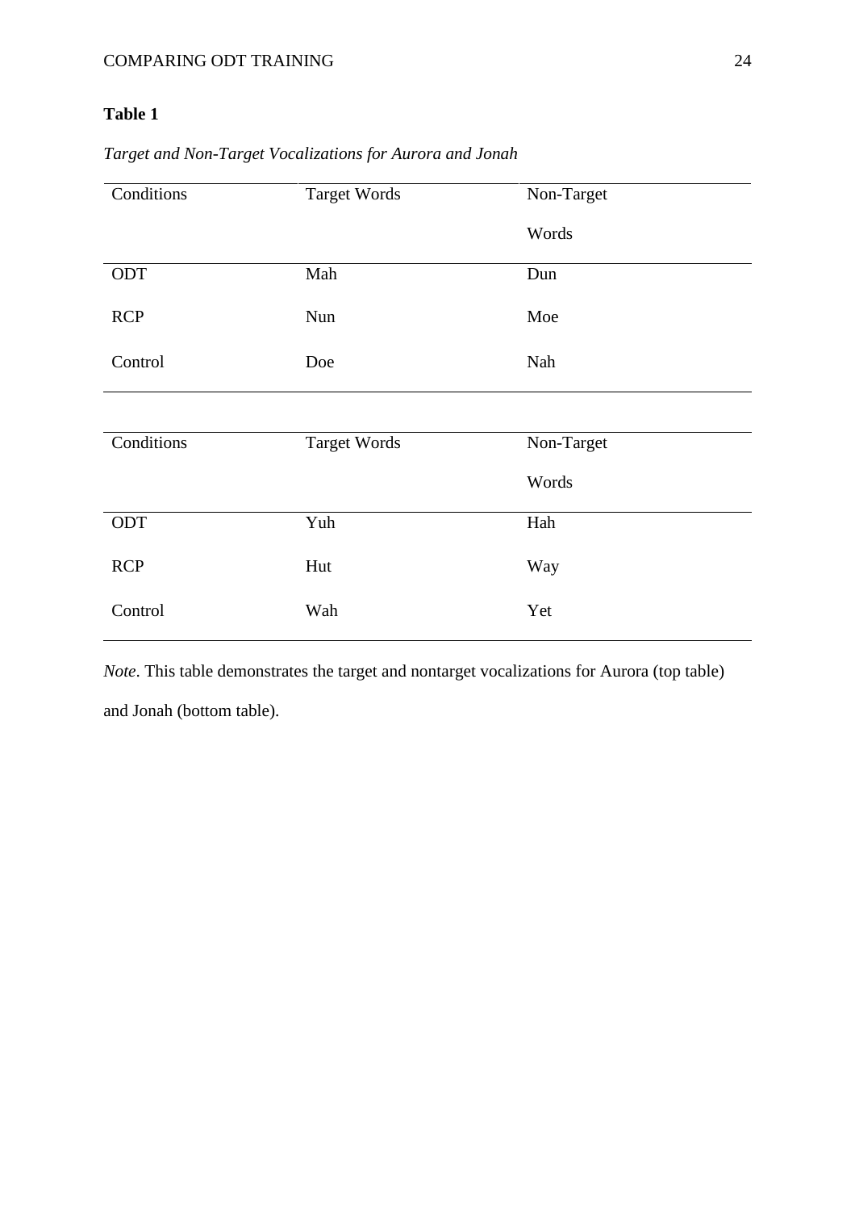**Table 1**

*Target and Non-Target Vocalizations for Aurora and Jonah*

| Conditions | Target Words | Non-Target Words |
|---|---|---|
| ODT | Mah | Dun |
| RCP | Nun | Moe |
| Control | Doe | Nah |

| Conditions | Target Words | Non-Target Words |
|---|---|---|
| ODT | Yuh | Hah |
| RCP | Hut | Way |
| Control | Wah | Yet |

*Note*. This table demonstrates the target and nontarget vocalizations for Aurora (top table) and Jonah (bottom table).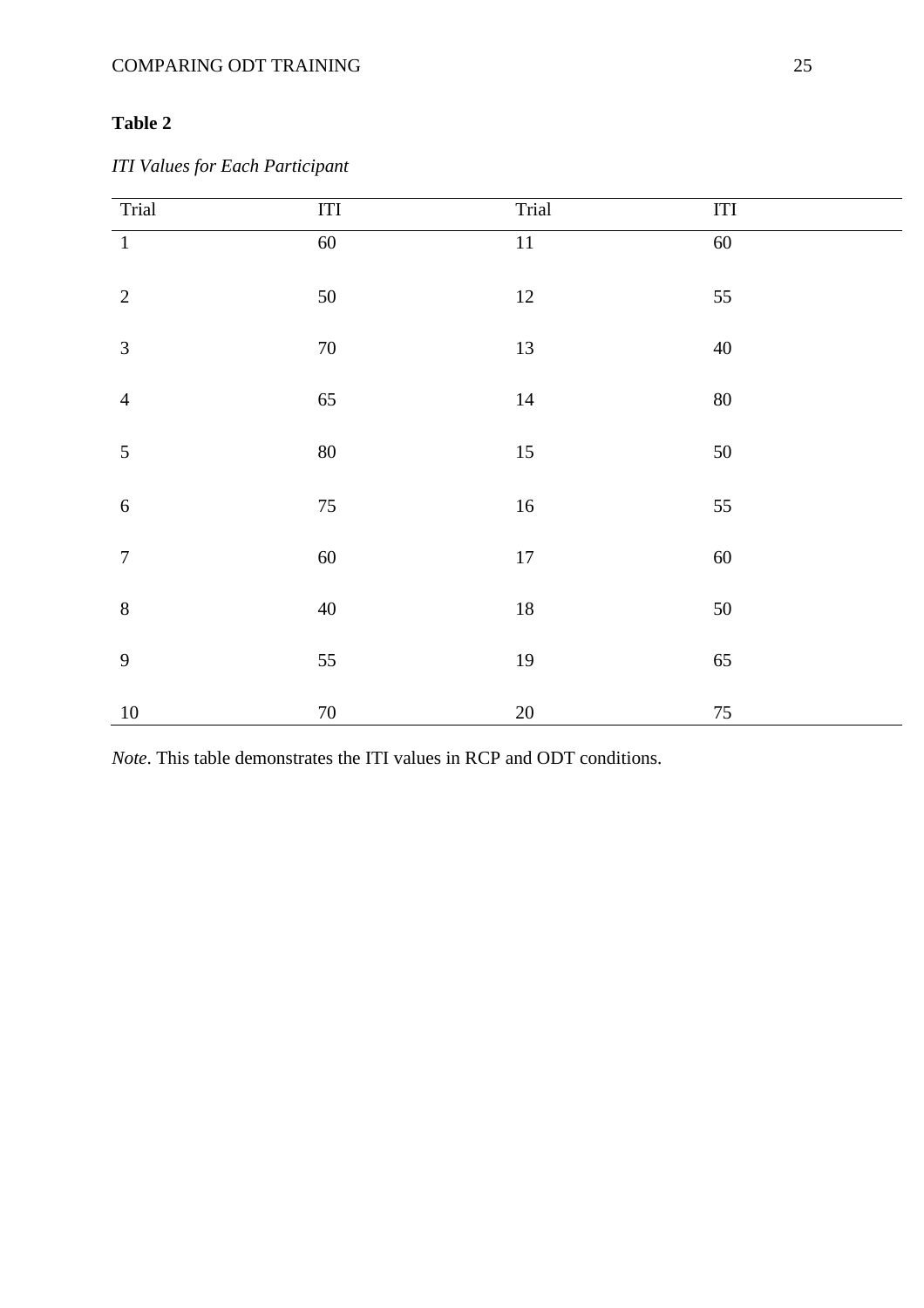**Table 2**

*ITI Values for Each Participant*

| Trial | ITI | Trial | ITI |
|---|---|---|---|
| 1 | 60 | 11 | 60 |
| 2 | 50 | 12 | 55 |
| 3 | 70 | 13 | 40 |
| 4 | 65 | 14 | 80 |
| 5 | 80 | 15 | 50 |
| 6 | 75 | 16 | 55 |
| 7 | 60 | 17 | 60 |
| 8 | 40 | 18 | 50 |
| 9 | 55 | 19 | 65 |
| 10 | 70 | 20 | 75 |

*Note*. This table demonstrates the ITI values in RCP and ODT conditions.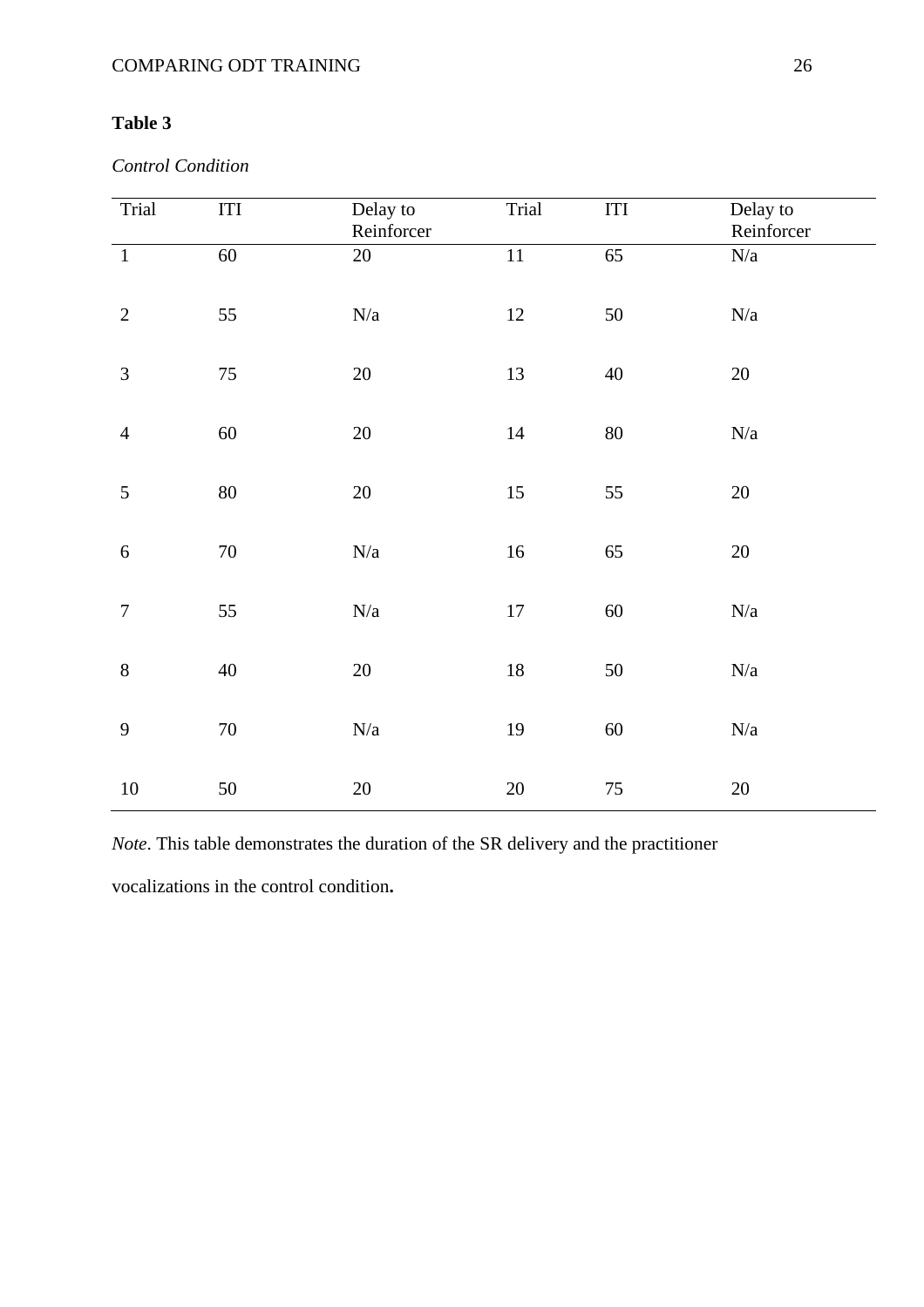**Table 3**

*Control Condition*

| Trial | ITI | Delay to Reinforcer | Trial | ITI | Delay to Reinforcer |
|---|---|---|---|---|---|
| 1 | 60 | 20 | 11 | 65 | N/a |
| 2 | 55 | N/a | 12 | 50 | N/a |
| 3 | 75 | 20 | 13 | 40 | 20 |
| 4 | 60 | 20 | 14 | 80 | N/a |
| 5 | 80 | 20 | 15 | 55 | 20 |
| 6 | 70 | N/a | 16 | 65 | 20 |
| 7 | 55 | N/a | 17 | 60 | N/a |
| 8 | 40 | 20 | 18 | 50 | N/a |
| 9 | 70 | N/a | 19 | 60 | N/a |
| 10 | 50 | 20 | 20 | 75 | 20 |

*Note*. This table demonstrates the duration of the SR delivery and the practitioner vocalizations in the control condition**.**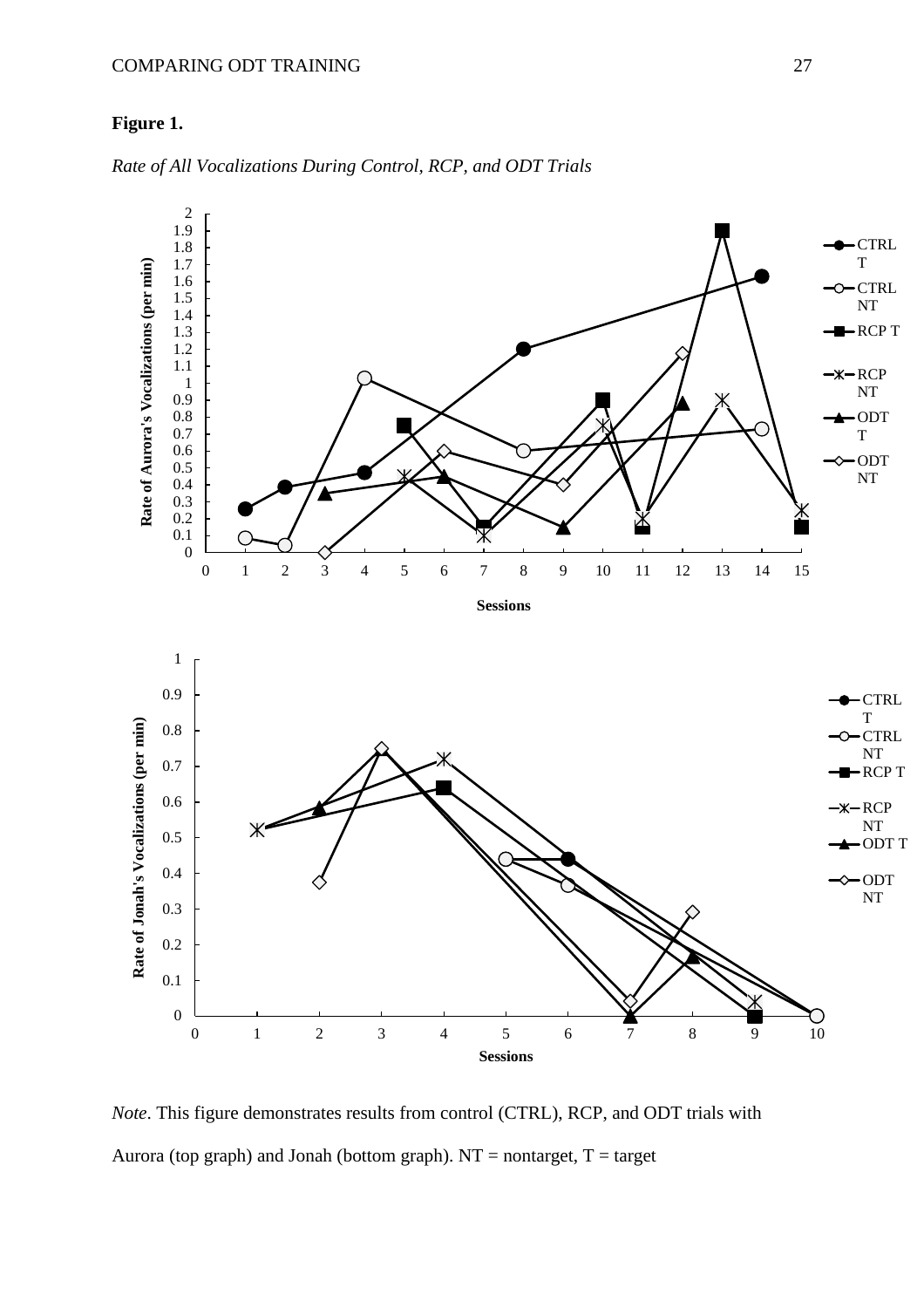**Figure 1.**

*Rate of All Vocalizations During Control, RCP, and ODT Trials*

*Note*. This figure demonstrates results from control (CTRL), RCP, and ODT trials with Aurora (top graph) and Jonah (bottom graph). NT = nontarget, T = target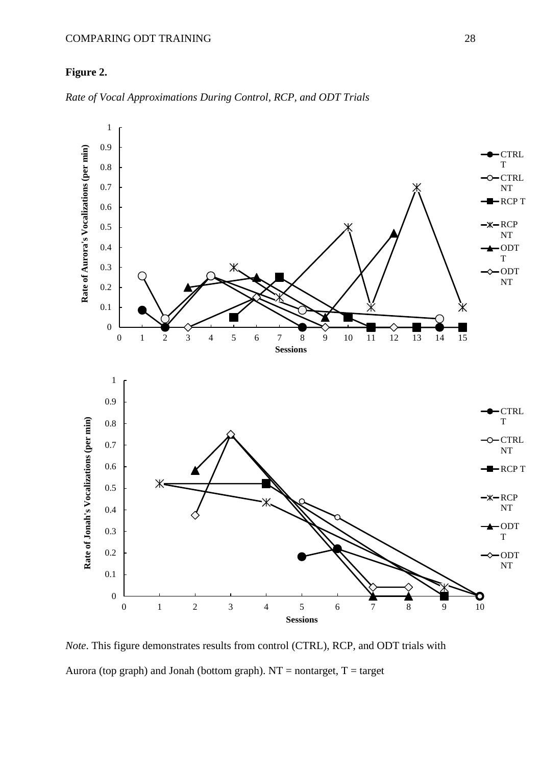**Figure 2.**

*Rate of Vocal Approximations During Control, RCP, and ODT Trials*

Rate of Aurora's Vocalizations (per min)

1
0.9
0.8
0.7
0.6
0.5
0.4
0.3
0.2
0.1
0

0 1 2 3 4 5 6 7 8 9 10 11 12 13 14 15

Sessions

CTRL T
CTRL NT
RCP T
RCP NT
ODT T
ODT NT

Rate of Jonah's Vocalizations (per min)

1
0.9
0.8
0.7
0.6
0.5
0.4
0.3
0.2
0.1
0

0 1 2 3 4 5 6 7 8 9 10

Sessions

CTRL T
CTRL NT
RCP T
RCP NT
ODT T
ODT NT

*Note*. This figure demonstrates results from control (CTRL), RCP, and ODT trials with Aurora (top graph) and Jonah (bottom graph). NT = nontarget, T = target